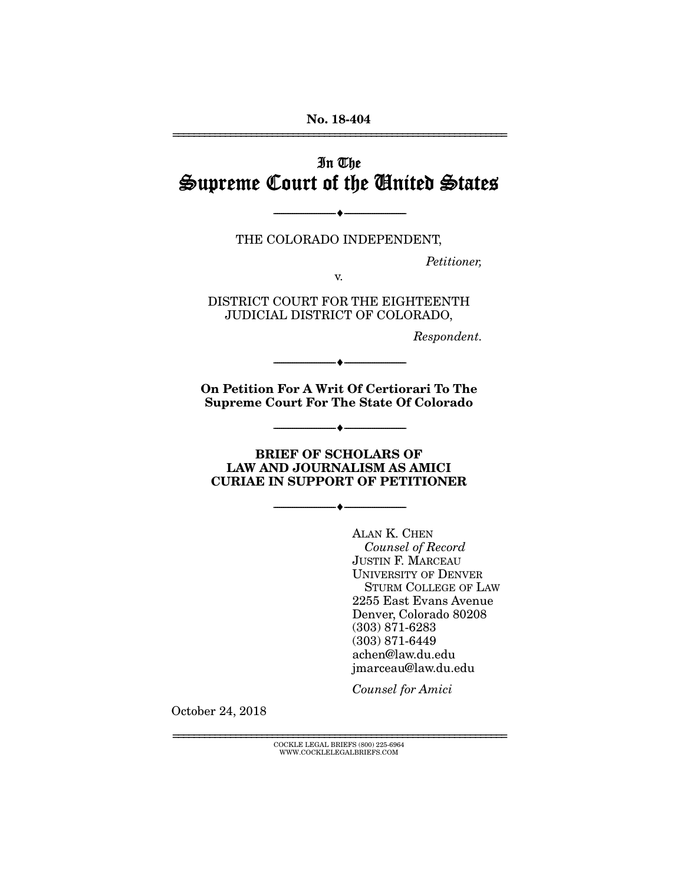No. 18-404

# In The Supreme Court of the United States

---

THE COLORADO INDEPENDENT,

*Petitioner,*

v.

DISTRICT COURT FOR THE EIGHTEENTH JUDICIAL DISTRICT OF COLORADO,

*Respondent.*

---

**On Petition For A Writ Of Certiorari To The Supreme Court For The State Of Colorado**

---

**BRIEF OF SCHOLARS OF LAW AND JOURNALISM AS AMICI CURIAE IN SUPPORT OF PETITIONER**

---

ALAN K. CHEN
*Counsel of Record*
JUSTIN F. MARCEAU
UNIVERSITY OF DENVER
STURM COLLEGE OF LAW
2255 East Evans Avenue
Denver, Colorado 80208
(303) 871-6283
(303) 871-6449
achen@law.du.edu
jmarceau@law.du.edu

*Counsel for Amici*

October 24, 2018

COCKLE LEGAL BRIEFS (800) 225-6964
WWW.COCKLELEGALBRIEFS.COM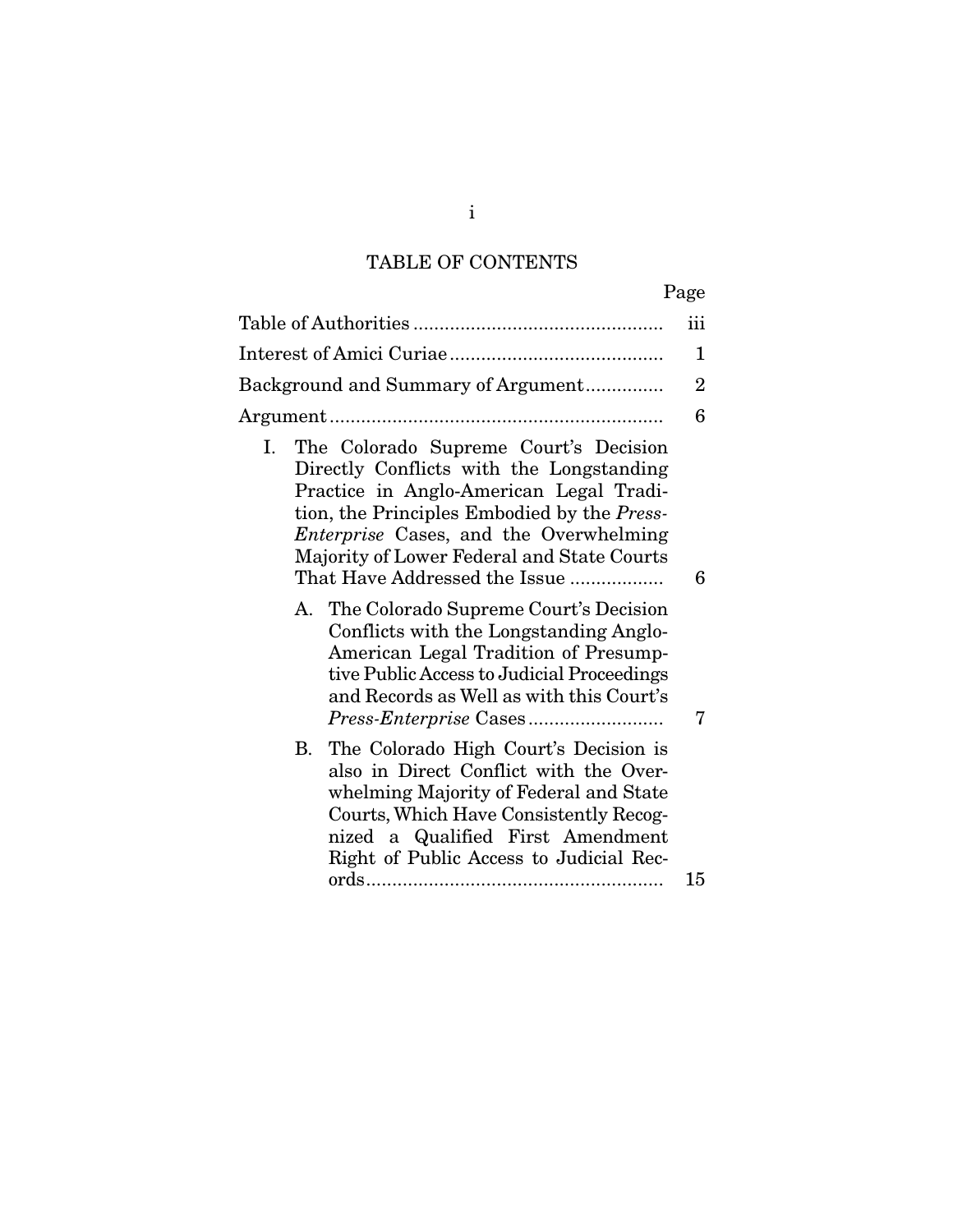# TABLE OF CONTENTS

| | Page |
|---|---|
| Table of Authorities | iii |
| Interest of Amici Curiae | 1 |
| Background and Summary of Argument | 2 |
| Argument | 6 |
| I. The Colorado Supreme Court's Decision Directly Conflicts with the Longstanding Practice in Anglo-American Legal Tradition, the Principles Embodied by the *Press-Enterprise* Cases, and the Overwhelming Majority of Lower Federal and State Courts That Have Addressed the Issue | 6 |
| A. The Colorado Supreme Court's Decision Conflicts with the Longstanding Anglo-American Legal Tradition of Presumptive Public Access to Judicial Proceedings and Records as Well as with this Court's *Press-Enterprise* Cases | 7 |
| B. The Colorado High Court's Decision is also in Direct Conflict with the Overwhelming Majority of Federal and State Courts, Which Have Consistently Recognized a Qualified First Amendment Right of Public Access to Judicial Records | 15 |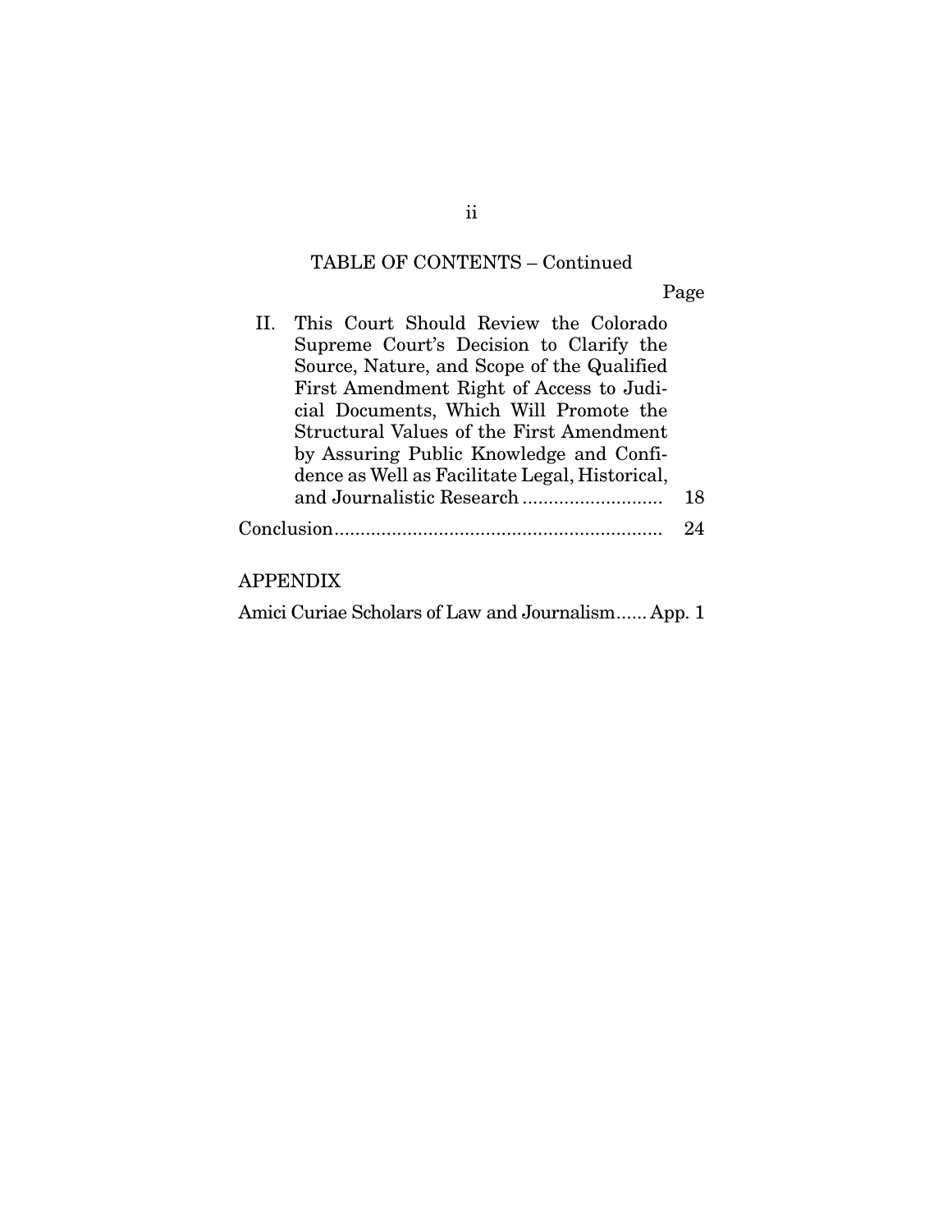TABLE OF CONTENTS – Continued

| | Page |
|---|---|
| II. This Court Should Review the Colorado Supreme Court's Decision to Clarify the Source, Nature, and Scope of the Qualified First Amendment Right of Access to Judicial Documents, Which Will Promote the Structural Values of the First Amendment by Assuring Public Knowledge and Confidence as Well as Facilitate Legal, Historical, and Journalistic Research | 18 |
| Conclusion | 24 |

APPENDIX

Amici Curiae Scholars of Law and Journalism...... App. 1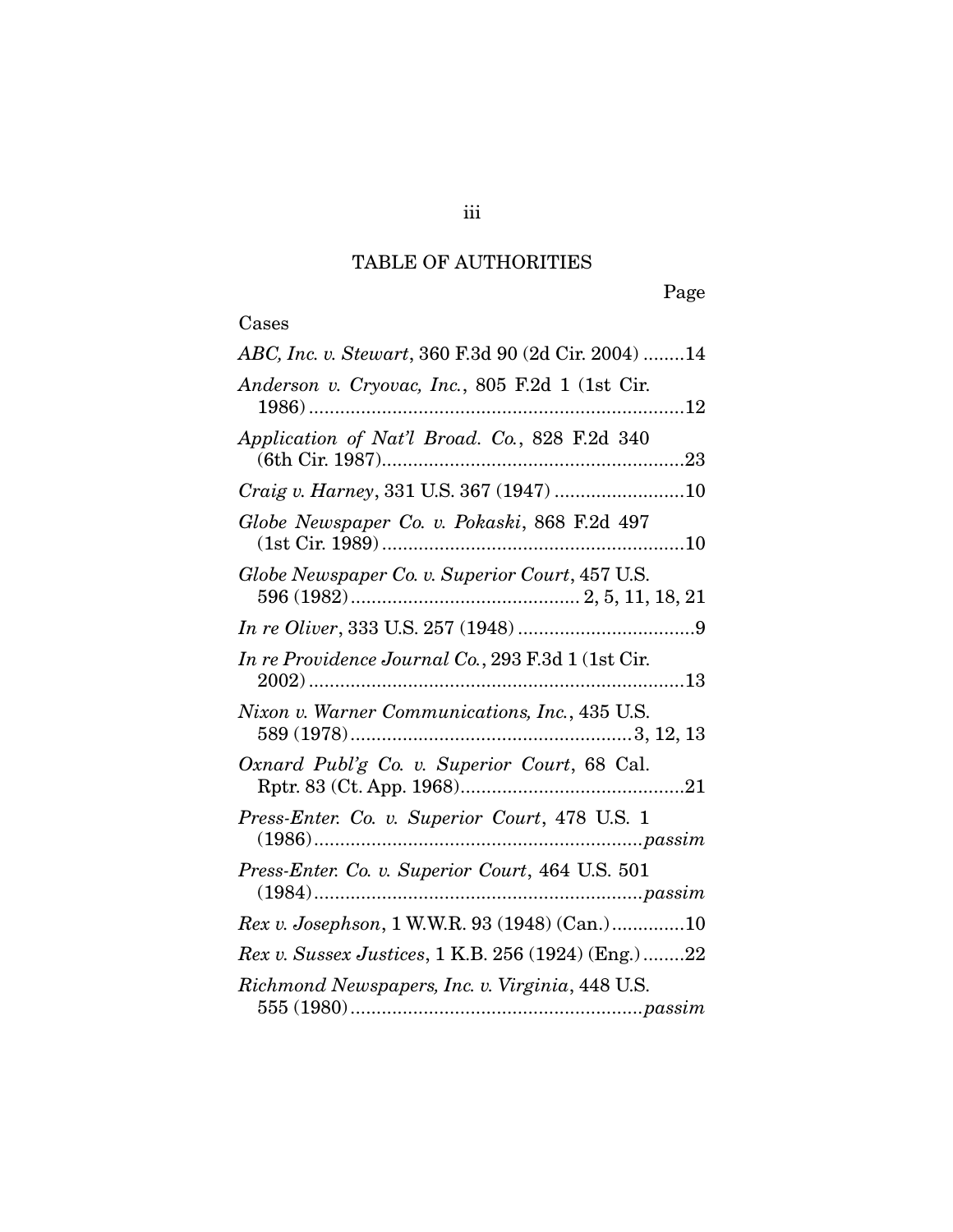## TABLE OF AUTHORITIES

Page

Cases

*ABC, Inc. v. Stewart*, 360 F.3d 90 (2d Cir. 2004) ........14

*Anderson v. Cryovac, Inc.*, 805 F.2d 1 (1st Cir. 1986) ........................................................................12

*Application of Nat'l Broad. Co.*, 828 F.2d 340 (6th Cir. 1987)..........................................................23

*Craig v. Harney*, 331 U.S. 367 (1947) .........................10

*Globe Newspaper Co. v. Pokaski*, 868 F.2d 497 (1st Cir. 1989)..........................................................10

*Globe Newspaper Co. v. Superior Court*, 457 U.S. 596 (1982)........................................... 2, 5, 11, 18, 21

*In re Oliver*, 333 U.S. 257 (1948) ..................................9

*In re Providence Journal Co.*, 293 F.3d 1 (1st Cir. 2002) ........................................................................13

*Nixon v. Warner Communications, Inc.*, 435 U.S. 589 (1978)......................................................3, 12, 13

*Oxnard Publ'g Co. v. Superior Court*, 68 Cal. Rptr. 83 (Ct. App. 1968)...........................................21

*Press-Enter. Co. v. Superior Court*, 478 U.S. 1 (1986)..............................................................*passim*

*Press-Enter. Co. v. Superior Court*, 464 U.S. 501 (1984)..............................................................*passim*

*Rex v. Josephson*, 1 W.W.R. 93 (1948) (Can.)..............10

*Rex v. Sussex Justices*, 1 K.B. 256 (1924) (Eng.)........22

*Richmond Newspapers, Inc. v. Virginia*, 448 U.S. 555 (1980)........................................................*passim*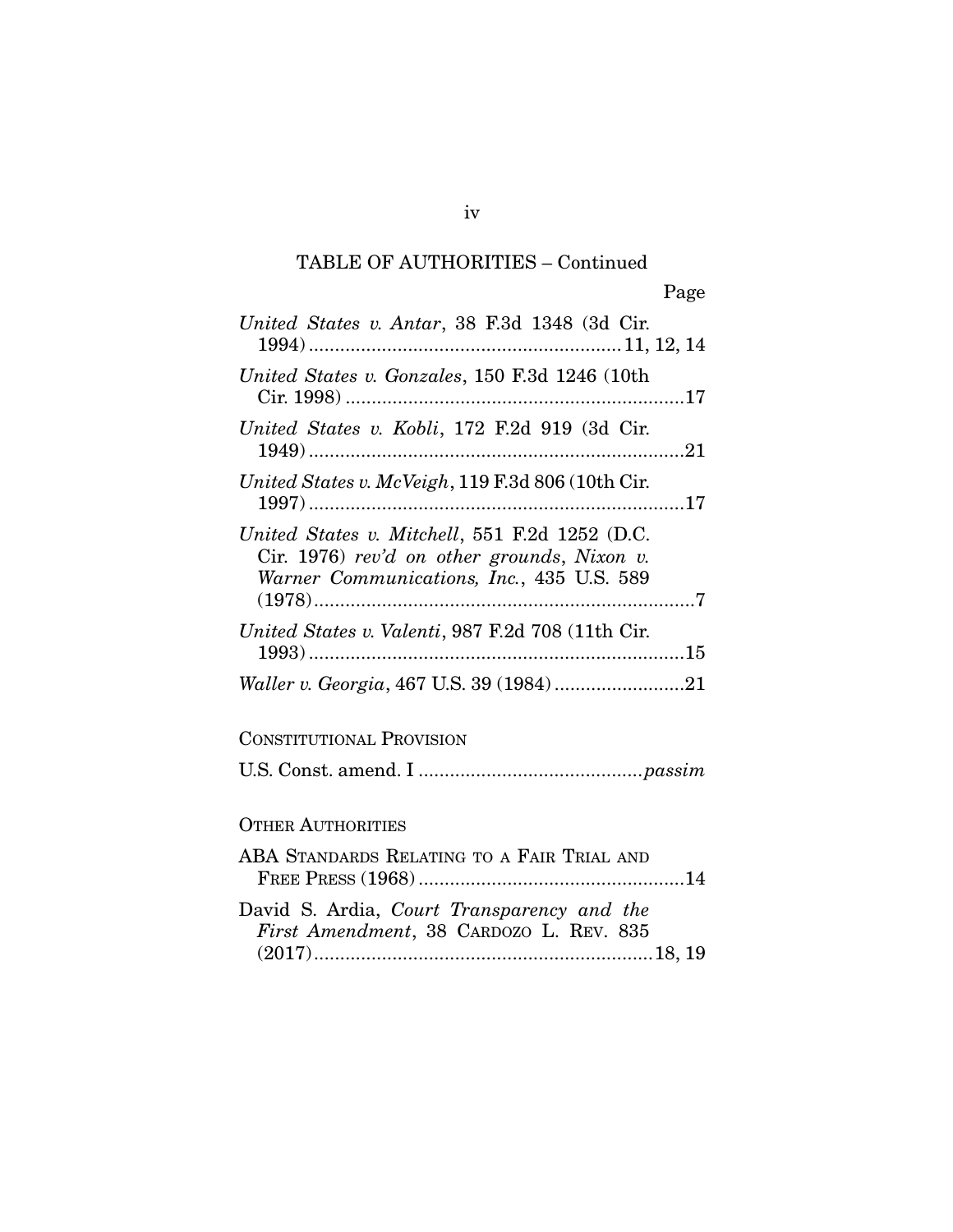## TABLE OF AUTHORITIES – Continued

Page

*United States v. Antar*, 38 F.3d 1348 (3d Cir. 1994) ........................................................... 11, 12, 14

*United States v. Gonzales*, 150 F.3d 1246 (10th Cir. 1998) ..................................................................17

*United States v. Kobli*, 172 F.2d 919 (3d Cir. 1949) ........................................................................21

*United States v. McVeigh*, 119 F.3d 806 (10th Cir. 1997) ........................................................................17

*United States v. Mitchell*, 551 F.2d 1252 (D.C. Cir. 1976) *rev'd on other grounds*, *Nixon v. Warner Communications, Inc.*, 435 U.S. 589 (1978).........................................................................7

*United States v. Valenti*, 987 F.2d 708 (11th Cir. 1993) ........................................................................15

*Waller v. Georgia*, 467 U.S. 39 (1984) .........................21

CONSTITUTIONAL PROVISION

U.S. Const. amend. I ..........................................*passim*

OTHER AUTHORITIES

ABA STANDARDS RELATING TO A FAIR TRIAL AND FREE PRESS (1968)...................................................14

David S. Ardia, *Court Transparency and the First Amendment*, 38 CARDOZO L. REV. 835 (2017)................................................................18, 19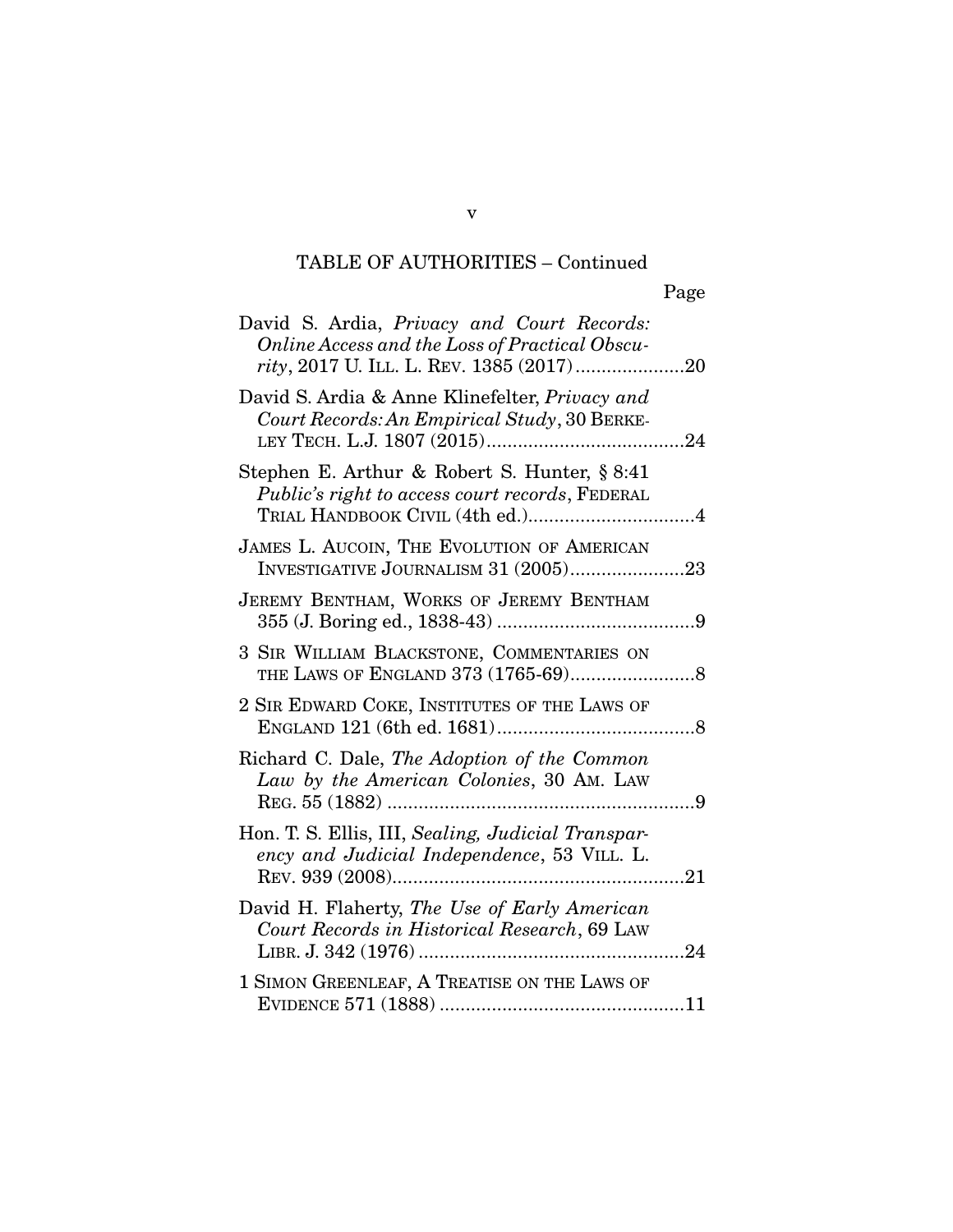TABLE OF AUTHORITIES – Continued

Page

David S. Ardia, *Privacy and Court Records: Online Access and the Loss of Practical Obscurity*, 2017 U. ILL. L. REV. 1385 (2017) .....................20

David S. Ardia & Anne Klinefelter, *Privacy and Court Records: An Empirical Study*, 30 BERKELEY TECH. L.J. 1807 (2015) ......................................24

Stephen E. Arthur & Robert S. Hunter, § 8:41 *Public's right to access court records*, FEDERAL TRIAL HANDBOOK CIVIL (4th ed.) ................................4

JAMES L. AUCOIN, THE EVOLUTION OF AMERICAN INVESTIGATIVE JOURNALISM 31 (2005) ......................23

JEREMY BENTHAM, WORKS OF JEREMY BENTHAM 355 (J. Boring ed., 1838-43) ......................................9

3 SIR WILLIAM BLACKSTONE, COMMENTARIES ON THE LAWS OF ENGLAND 373 (1765-69) ........................8

2 SIR EDWARD COKE, INSTITUTES OF THE LAWS OF ENGLAND 121 (6th ed. 1681) ......................................8

Richard C. Dale, *The Adoption of the Common Law by the American Colonies*, 30 AM. LAW REG. 55 (1882) ...........................................................9

Hon. T. S. Ellis, III, *Sealing, Judicial Transparency and Judicial Independence*, 53 VILL. L. REV. 939 (2008) ........................................................21

David H. Flaherty, *The Use of Early American Court Records in Historical Research*, 69 LAW LIBR. J. 342 (1976) ...................................................24

1 SIMON GREENLEAF, A TREATISE ON THE LAWS OF EVIDENCE 571 (1888) ...............................................11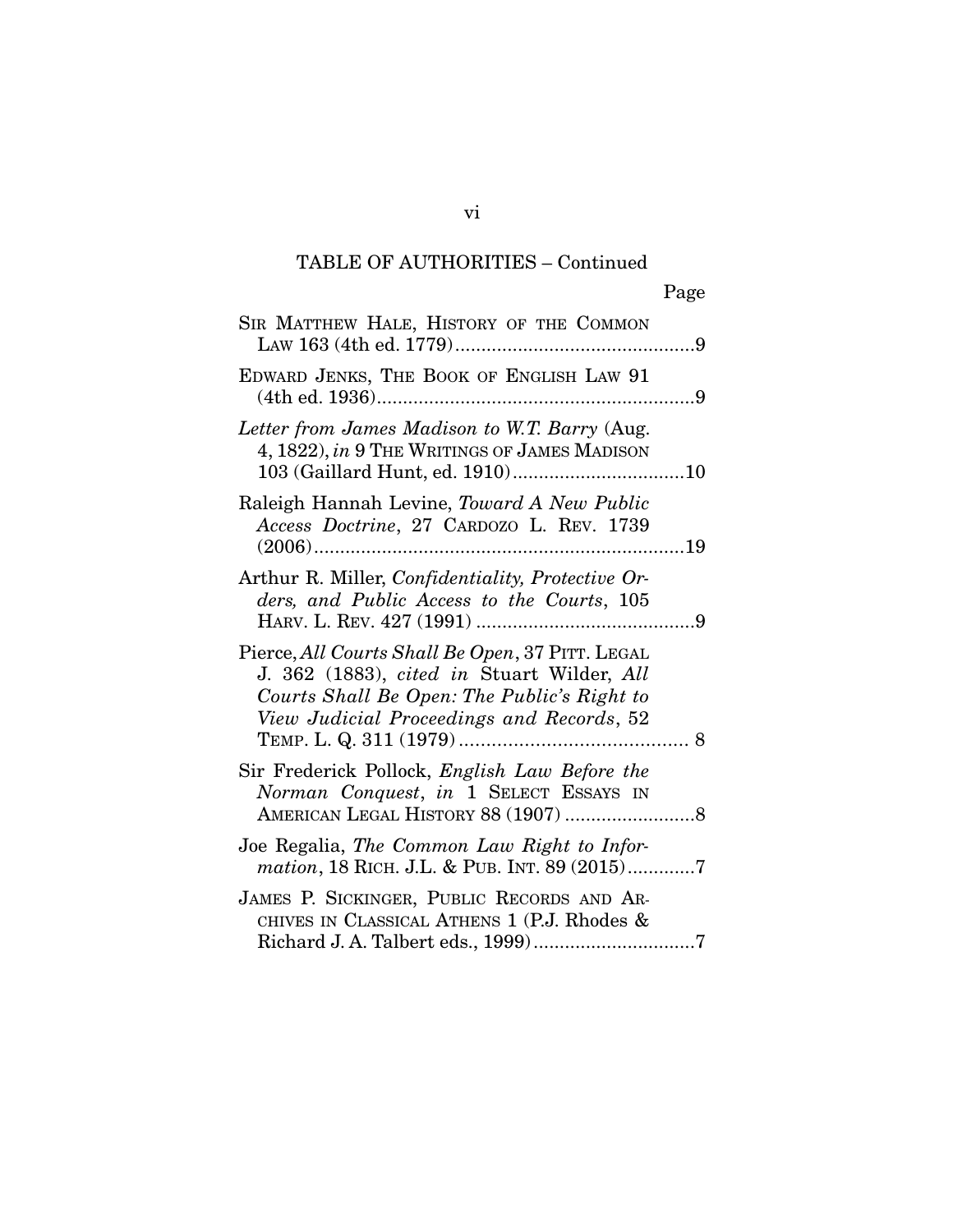## TABLE OF AUTHORITIES – Continued

Page

SIR MATTHEW HALE, HISTORY OF THE COMMON LAW 163 (4th ed. 1779) ....................9

EDWARD JENKS, THE BOOK OF ENGLISH LAW 91 (4th ed. 1936) ....................9

*Letter from James Madison to W.T. Barry* (Aug. 4, 1822), *in* 9 THE WRITINGS OF JAMES MADISON 103 (Gaillard Hunt, ed. 1910) ....................10

Raleigh Hannah Levine, *Toward A New Public Access Doctrine*, 27 CARDOZO L. REV. 1739 (2006) ....................19

Arthur R. Miller, *Confidentiality, Protective Orders, and Public Access to the Courts*, 105 HARV. L. REV. 427 (1991) ....................9

Pierce, *All Courts Shall Be Open*, 37 PITT. LEGAL J. 362 (1883), *cited in* Stuart Wilder, *All Courts Shall Be Open: The Public's Right to View Judicial Proceedings and Records*, 52 TEMP. L. Q. 311 (1979) .................... 8

Sir Frederick Pollock, *English Law Before the Norman Conquest*, *in* 1 SELECT ESSAYS IN AMERICAN LEGAL HISTORY 88 (1907) ....................8

Joe Regalia, *The Common Law Right to Information*, 18 RICH. J.L. & PUB. INT. 89 (2015) ....................7

JAMES P. SICKINGER, PUBLIC RECORDS AND ARCHIVES IN CLASSICAL ATHENS 1 (P.J. Rhodes & Richard J. A. Talbert eds., 1999) ....................7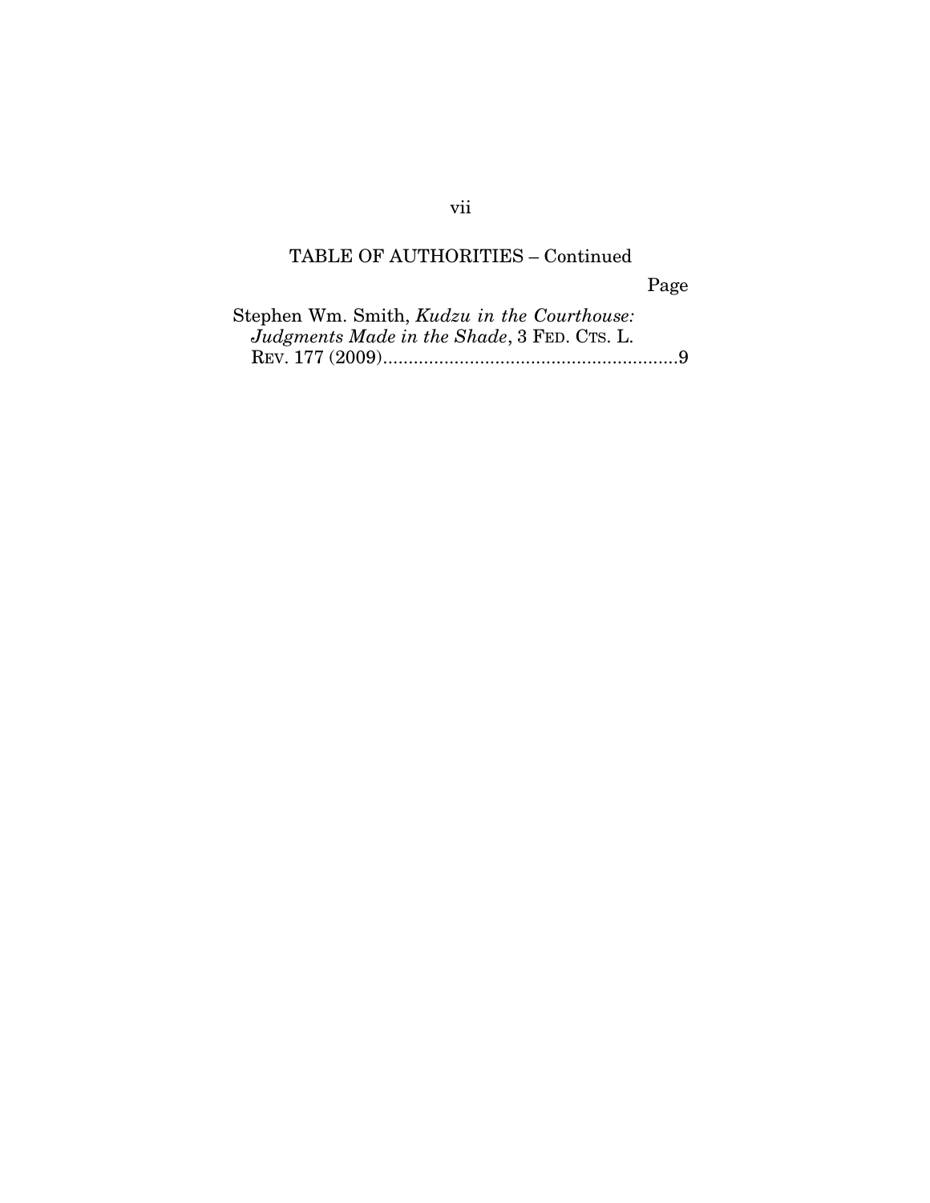TABLE OF AUTHORITIES – Continued

Page

Stephen Wm. Smith, *Kudzu in the Courthouse: Judgments Made in the Shade*, 3 FED. CTS. L. REV. 177 (2009) ......................................................... 9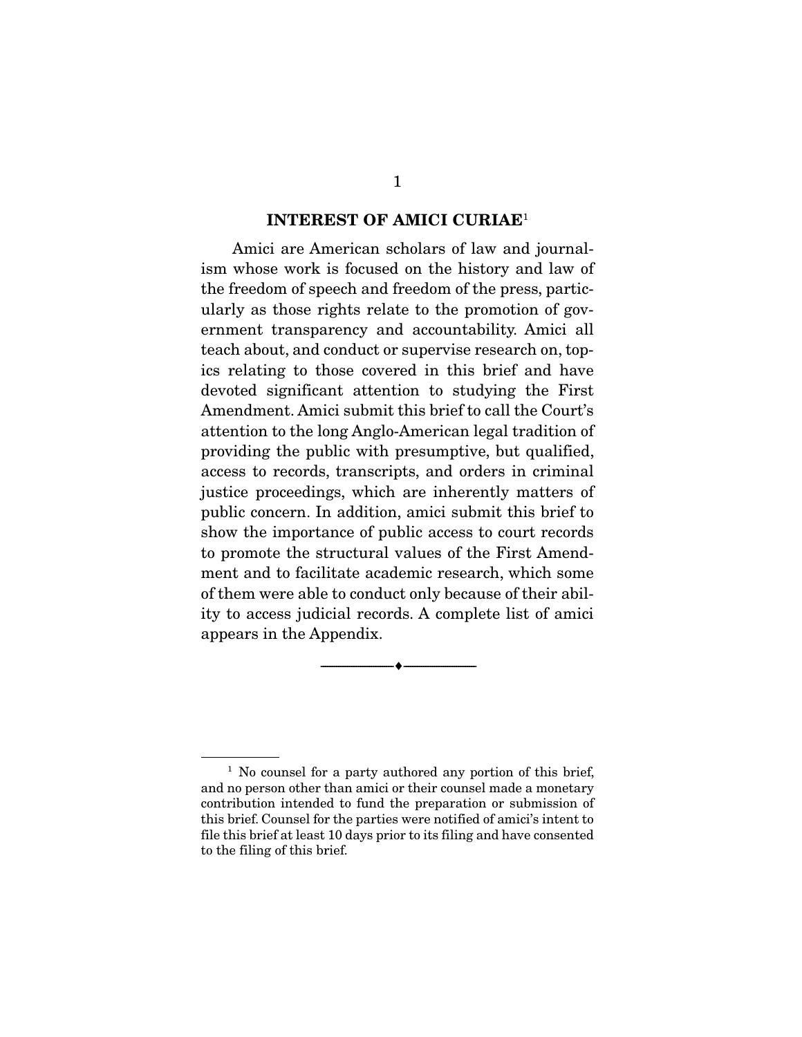## INTEREST OF AMICI CURIAE[1]

Amici are American scholars of law and journalism whose work is focused on the history and law of the freedom of speech and freedom of the press, particularly as those rights relate to the promotion of government transparency and accountability. Amici all teach about, and conduct or supervise research on, topics relating to those covered in this brief and have devoted significant attention to studying the First Amendment. Amici submit this brief to call the Court's attention to the long Anglo-American legal tradition of providing the public with presumptive, but qualified, access to records, transcripts, and orders in criminal justice proceedings, which are inherently matters of public concern. In addition, amici submit this brief to show the importance of public access to court records to promote the structural values of the First Amendment and to facilitate academic research, which some of them were able to conduct only because of their ability to access judicial records. A complete list of amici appears in the Appendix.

---

[1] No counsel for a party authored any portion of this brief, and no person other than amici or their counsel made a monetary contribution intended to fund the preparation or submission of this brief. Counsel for the parties were notified of amici's intent to file this brief at least 10 days prior to its filing and have consented to the filing of this brief.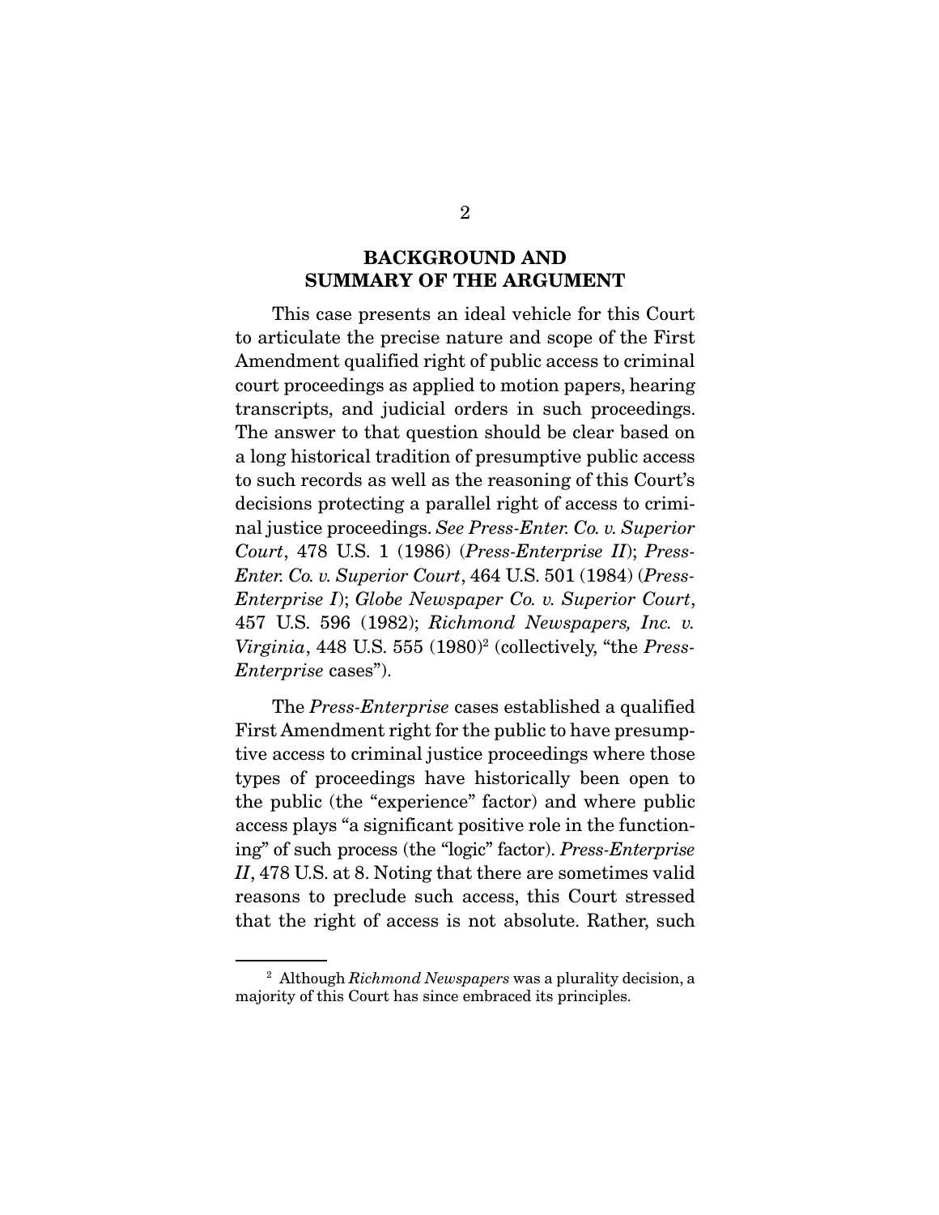## BACKGROUND AND SUMMARY OF THE ARGUMENT

This case presents an ideal vehicle for this Court to articulate the precise nature and scope of the First Amendment qualified right of public access to criminal court proceedings as applied to motion papers, hearing transcripts, and judicial orders in such proceedings. The answer to that question should be clear based on a long historical tradition of presumptive public access to such records as well as the reasoning of this Court's decisions protecting a parallel right of access to criminal justice proceedings. *See Press-Enter. Co. v. Superior Court*, 478 U.S. 1 (1986) (*Press-Enterprise II*); *Press-Enter. Co. v. Superior Court*, 464 U.S. 501 (1984) (*Press-Enterprise I*); *Globe Newspaper Co. v. Superior Court*, 457 U.S. 596 (1982); *Richmond Newspapers, Inc. v. Virginia*, 448 U.S. 555 (1980)[2] (collectively, "the *Press-Enterprise* cases").

The *Press-Enterprise* cases established a qualified First Amendment right for the public to have presumptive access to criminal justice proceedings where those types of proceedings have historically been open to the public (the "experience" factor) and where public access plays "a significant positive role in the functioning" of such process (the "logic" factor). *Press-Enterprise II*, 478 U.S. at 8. Noting that there are sometimes valid reasons to preclude such access, this Court stressed that the right of access is not absolute. Rather, such

[2] Although *Richmond Newspapers* was a plurality decision, a majority of this Court has since embraced its principles.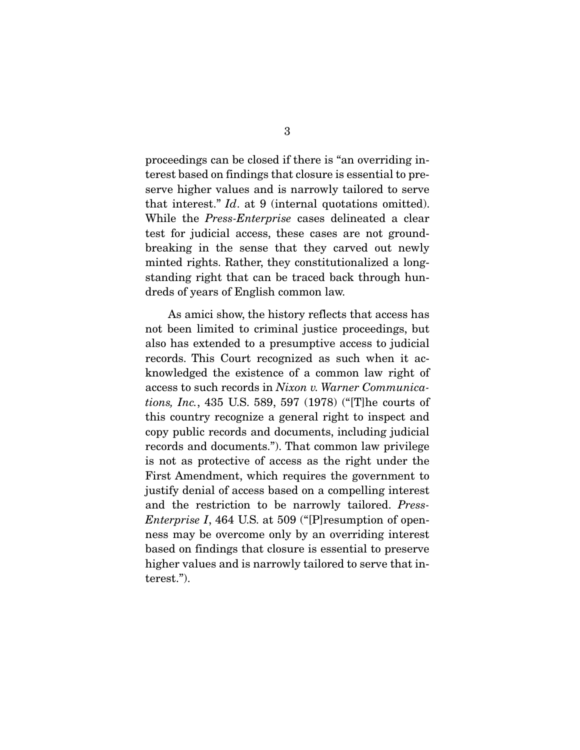proceedings can be closed if there is "an overriding interest based on findings that closure is essential to preserve higher values and is narrowly tailored to serve that interest." *Id*. at 9 (internal quotations omitted). While the *Press-Enterprise* cases delineated a clear test for judicial access, these cases are not groundbreaking in the sense that they carved out newly minted rights. Rather, they constitutionalized a longstanding right that can be traced back through hundreds of years of English common law.

As amici show, the history reflects that access has not been limited to criminal justice proceedings, but also has extended to a presumptive access to judicial records. This Court recognized as such when it acknowledged the existence of a common law right of access to such records in *Nixon v. Warner Communications, Inc.*, 435 U.S. 589, 597 (1978) ("[T]he courts of this country recognize a general right to inspect and copy public records and documents, including judicial records and documents."). That common law privilege is not as protective of access as the right under the First Amendment, which requires the government to justify denial of access based on a compelling interest and the restriction to be narrowly tailored. *Press-Enterprise I*, 464 U.S. at 509 ("[P]resumption of openness may be overcome only by an overriding interest based on findings that closure is essential to preserve higher values and is narrowly tailored to serve that interest.").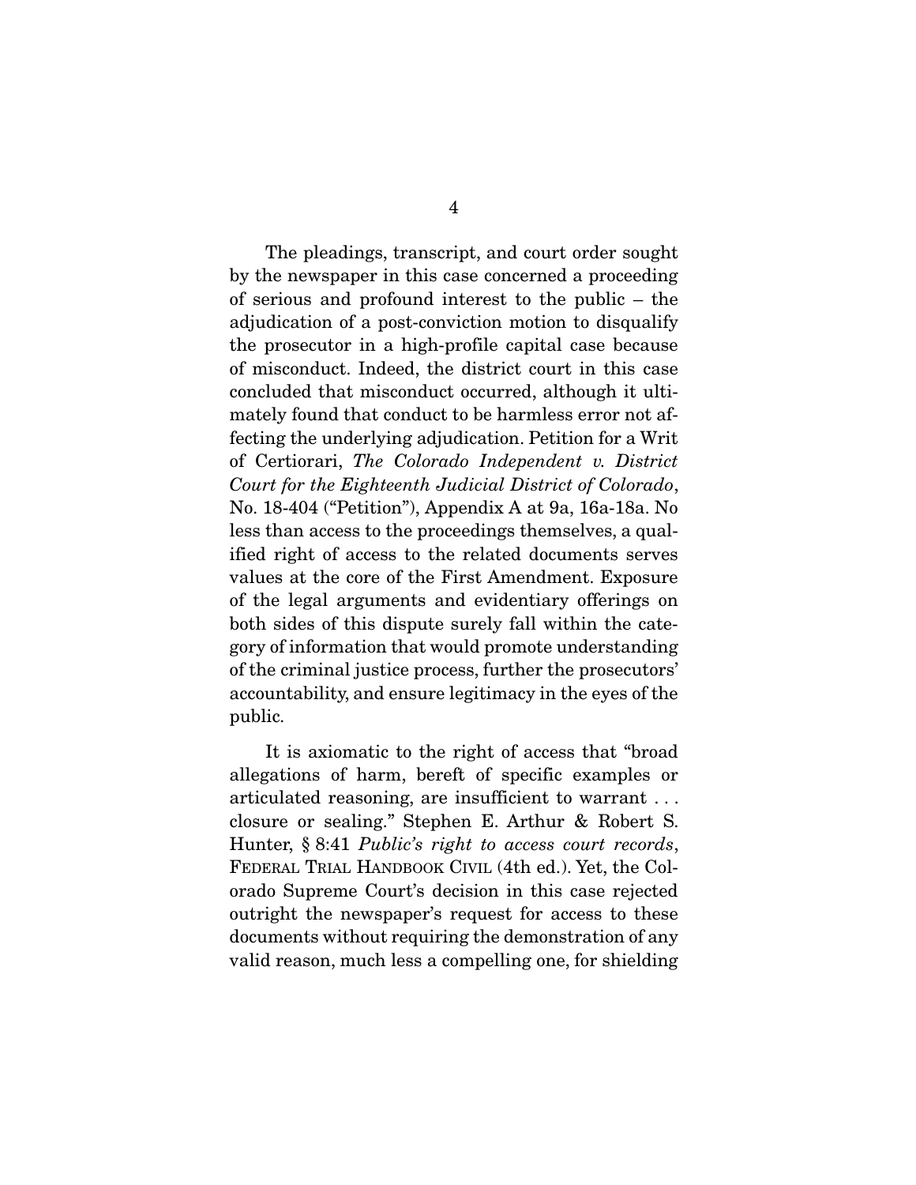The pleadings, transcript, and court order sought by the newspaper in this case concerned a proceeding of serious and profound interest to the public – the adjudication of a post-conviction motion to disqualify the prosecutor in a high-profile capital case because of misconduct. Indeed, the district court in this case concluded that misconduct occurred, although it ultimately found that conduct to be harmless error not affecting the underlying adjudication. Petition for a Writ of Certiorari, *The Colorado Independent v. District Court for the Eighteenth Judicial District of Colorado*, No. 18-404 ("Petition"), Appendix A at 9a, 16a-18a. No less than access to the proceedings themselves, a qualified right of access to the related documents serves values at the core of the First Amendment. Exposure of the legal arguments and evidentiary offerings on both sides of this dispute surely fall within the category of information that would promote understanding of the criminal justice process, further the prosecutors' accountability, and ensure legitimacy in the eyes of the public.

It is axiomatic to the right of access that "broad allegations of harm, bereft of specific examples or articulated reasoning, are insufficient to warrant . . . closure or sealing." Stephen E. Arthur & Robert S. Hunter, § 8:41 *Public's right to access court records*, FEDERAL TRIAL HANDBOOK CIVIL (4th ed.). Yet, the Colorado Supreme Court's decision in this case rejected outright the newspaper's request for access to these documents without requiring the demonstration of any valid reason, much less a compelling one, for shielding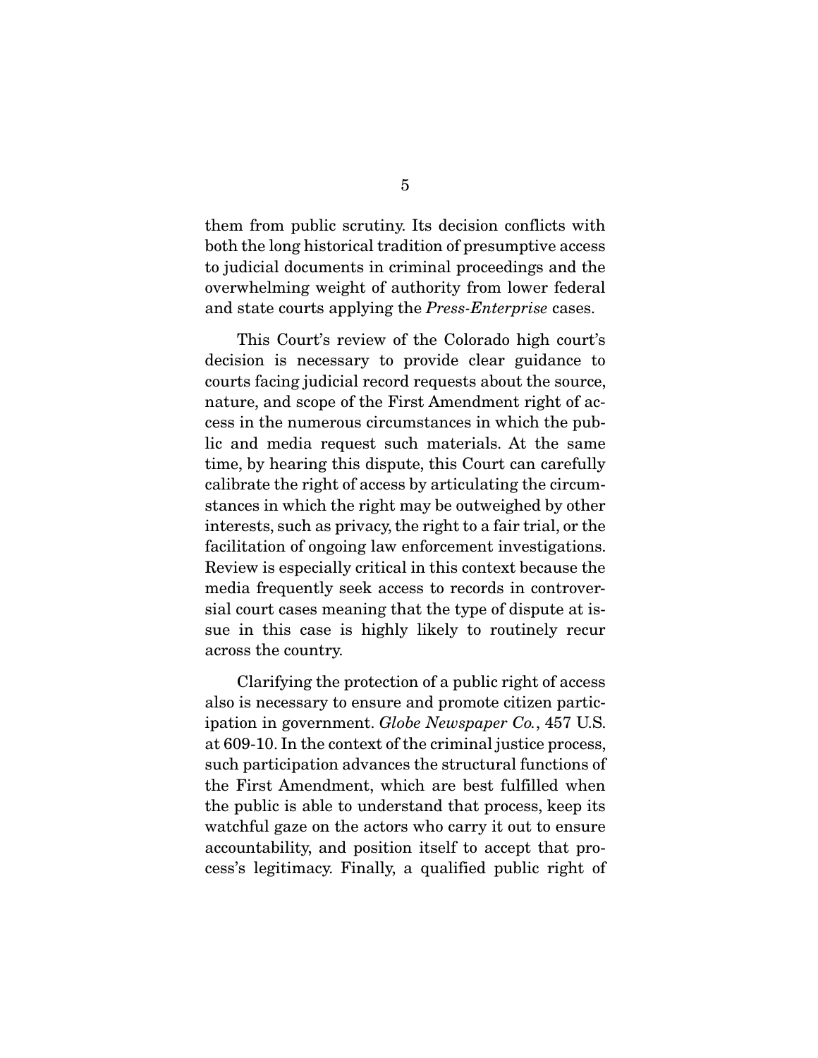them from public scrutiny. Its decision conflicts with both the long historical tradition of presumptive access to judicial documents in criminal proceedings and the overwhelming weight of authority from lower federal and state courts applying the *Press-Enterprise* cases.

This Court's review of the Colorado high court's decision is necessary to provide clear guidance to courts facing judicial record requests about the source, nature, and scope of the First Amendment right of access in the numerous circumstances in which the public and media request such materials. At the same time, by hearing this dispute, this Court can carefully calibrate the right of access by articulating the circumstances in which the right may be outweighed by other interests, such as privacy, the right to a fair trial, or the facilitation of ongoing law enforcement investigations. Review is especially critical in this context because the media frequently seek access to records in controversial court cases meaning that the type of dispute at issue in this case is highly likely to routinely recur across the country.

Clarifying the protection of a public right of access also is necessary to ensure and promote citizen participation in government. *Globe Newspaper Co.*, 457 U.S. at 609-10. In the context of the criminal justice process, such participation advances the structural functions of the First Amendment, which are best fulfilled when the public is able to understand that process, keep its watchful gaze on the actors who carry it out to ensure accountability, and position itself to accept that process's legitimacy. Finally, a qualified public right of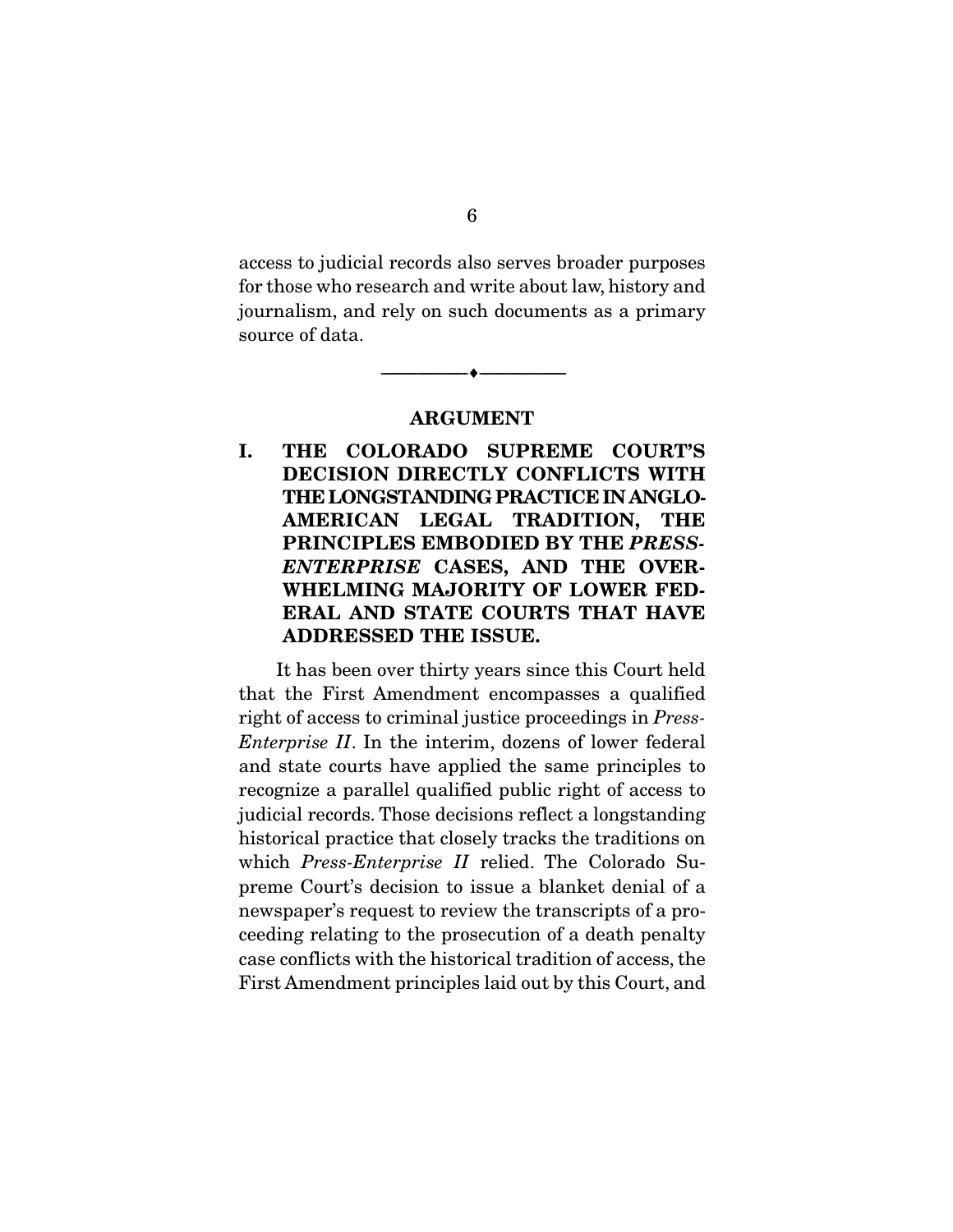access to judicial records also serves broader purposes for those who research and write about law, history and journalism, and rely on such documents as a primary source of data.

---

## ARGUMENT

### I. THE COLORADO SUPREME COURT'S DECISION DIRECTLY CONFLICTS WITH THE LONGSTANDING PRACTICE IN ANGLO-AMERICAN LEGAL TRADITION, THE PRINCIPLES EMBODIED BY THE *PRESS-ENTERPRISE* CASES, AND THE OVERWHELMING MAJORITY OF LOWER FEDERAL AND STATE COURTS THAT HAVE ADDRESSED THE ISSUE.

It has been over thirty years since this Court held that the First Amendment encompasses a qualified right of access to criminal justice proceedings in *Press-Enterprise II*. In the interim, dozens of lower federal and state courts have applied the same principles to recognize a parallel qualified public right of access to judicial records. Those decisions reflect a longstanding historical practice that closely tracks the traditions on which *Press-Enterprise II* relied. The Colorado Supreme Court's decision to issue a blanket denial of a newspaper's request to review the transcripts of a proceeding relating to the prosecution of a death penalty case conflicts with the historical tradition of access, the First Amendment principles laid out by this Court, and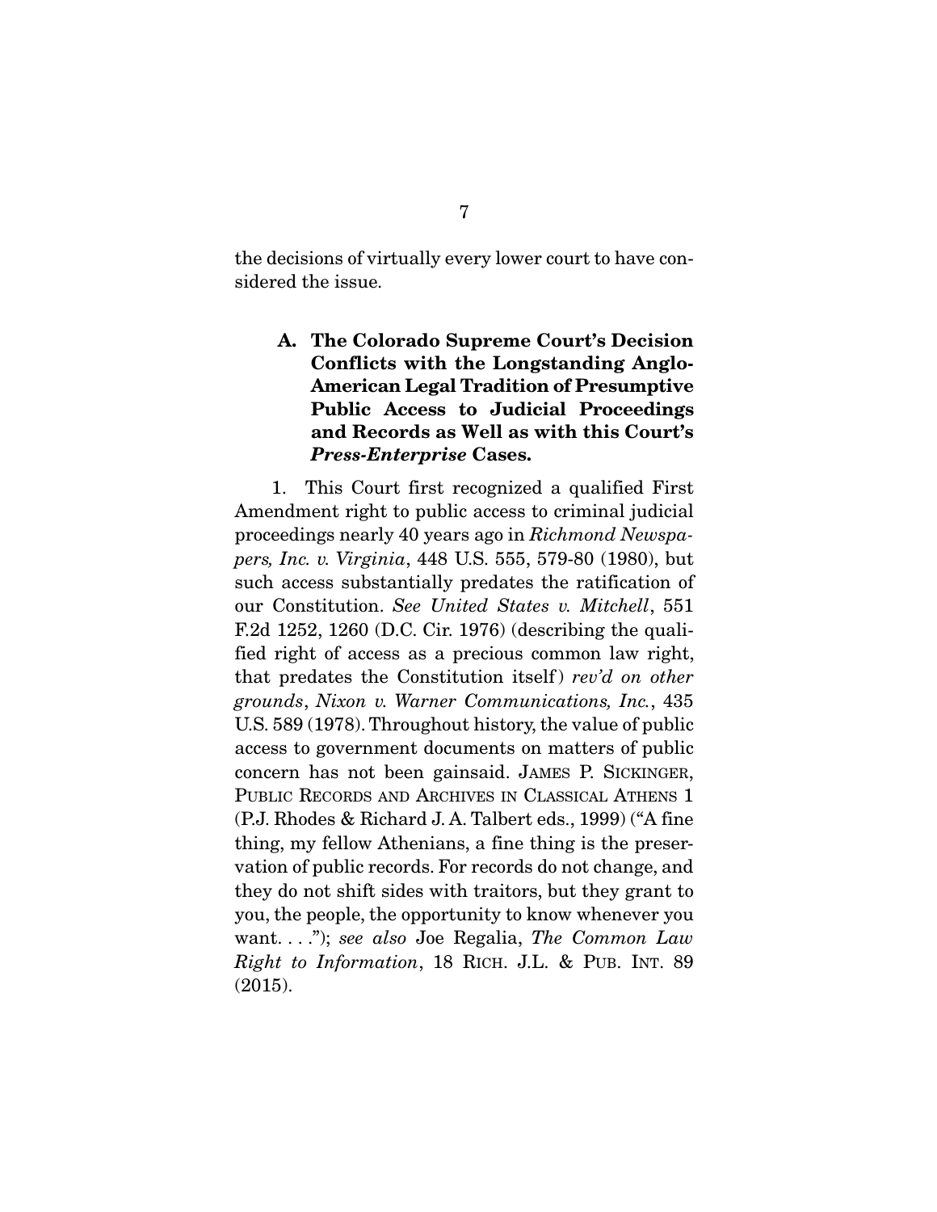the decisions of virtually every lower court to have considered the issue.

### A. The Colorado Supreme Court's Decision Conflicts with the Longstanding Anglo-American Legal Tradition of Presumptive Public Access to Judicial Proceedings and Records as Well as with this Court's *Press-Enterprise* Cases.

1. This Court first recognized a qualified First Amendment right to public access to criminal judicial proceedings nearly 40 years ago in *Richmond Newspapers, Inc. v. Virginia*, 448 U.S. 555, 579-80 (1980), but such access substantially predates the ratification of our Constitution. *See United States v. Mitchell*, 551 F.2d 1252, 1260 (D.C. Cir. 1976) (describing the qualified right of access as a precious common law right, that predates the Constitution itself) *rev'd on other grounds*, *Nixon v. Warner Communications, Inc.*, 435 U.S. 589 (1978). Throughout history, the value of public access to government documents on matters of public concern has not been gainsaid. JAMES P. SICKINGER, PUBLIC RECORDS AND ARCHIVES IN CLASSICAL ATHENS 1 (P.J. Rhodes & Richard J. A. Talbert eds., 1999) ("A fine thing, my fellow Athenians, a fine thing is the preservation of public records. For records do not change, and they do not shift sides with traitors, but they grant to you, the people, the opportunity to know whenever you want. . . ."); *see also* Joe Regalia, *The Common Law Right to Information*, 18 RICH. J.L. & PUB. INT. 89 (2015).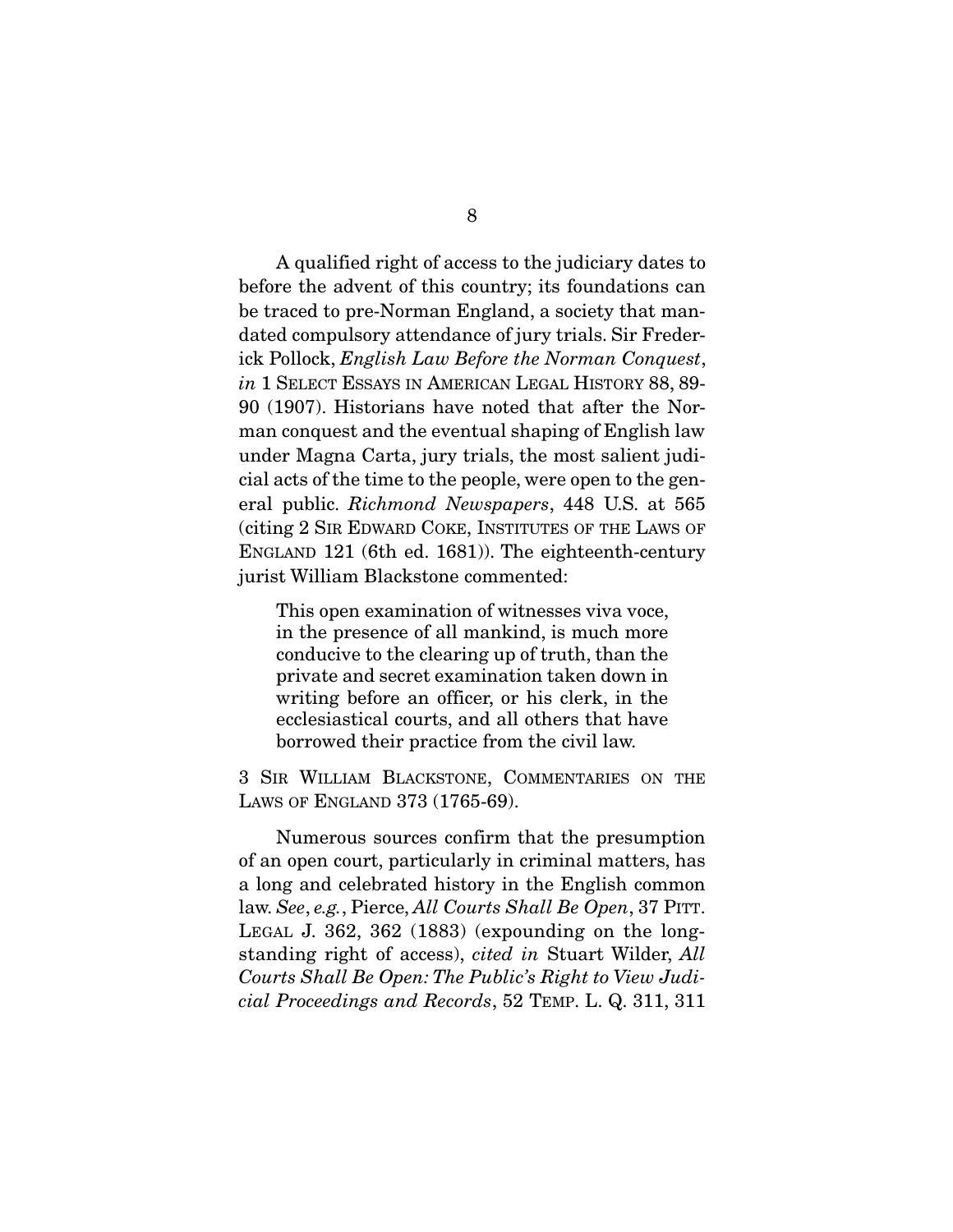A qualified right of access to the judiciary dates to before the advent of this country; its foundations can be traced to pre-Norman England, a society that mandated compulsory attendance of jury trials. Sir Frederick Pollock, *English Law Before the Norman Conquest*, *in* 1 SELECT ESSAYS IN AMERICAN LEGAL HISTORY 88, 89-90 (1907). Historians have noted that after the Norman conquest and the eventual shaping of English law under Magna Carta, jury trials, the most salient judicial acts of the time to the people, were open to the general public. *Richmond Newspapers*, 448 U.S. at 565 (citing 2 SIR EDWARD COKE, INSTITUTES OF THE LAWS OF ENGLAND 121 (6th ed. 1681)). The eighteenth-century jurist William Blackstone commented:

> This open examination of witnesses viva voce, in the presence of all mankind, is much more conducive to the clearing up of truth, than the private and secret examination taken down in writing before an officer, or his clerk, in the ecclesiastical courts, and all others that have borrowed their practice from the civil law.

3 SIR WILLIAM BLACKSTONE, COMMENTARIES ON THE LAWS OF ENGLAND 373 (1765-69).

Numerous sources confirm that the presumption of an open court, particularly in criminal matters, has a long and celebrated history in the English common law. *See*, *e.g.*, Pierce, *All Courts Shall Be Open*, 37 PITT. LEGAL J. 362, 362 (1883) (expounding on the longstanding right of access), *cited in* Stuart Wilder, *All Courts Shall Be Open: The Public's Right to View Judicial Proceedings and Records*, 52 TEMP. L. Q. 311, 311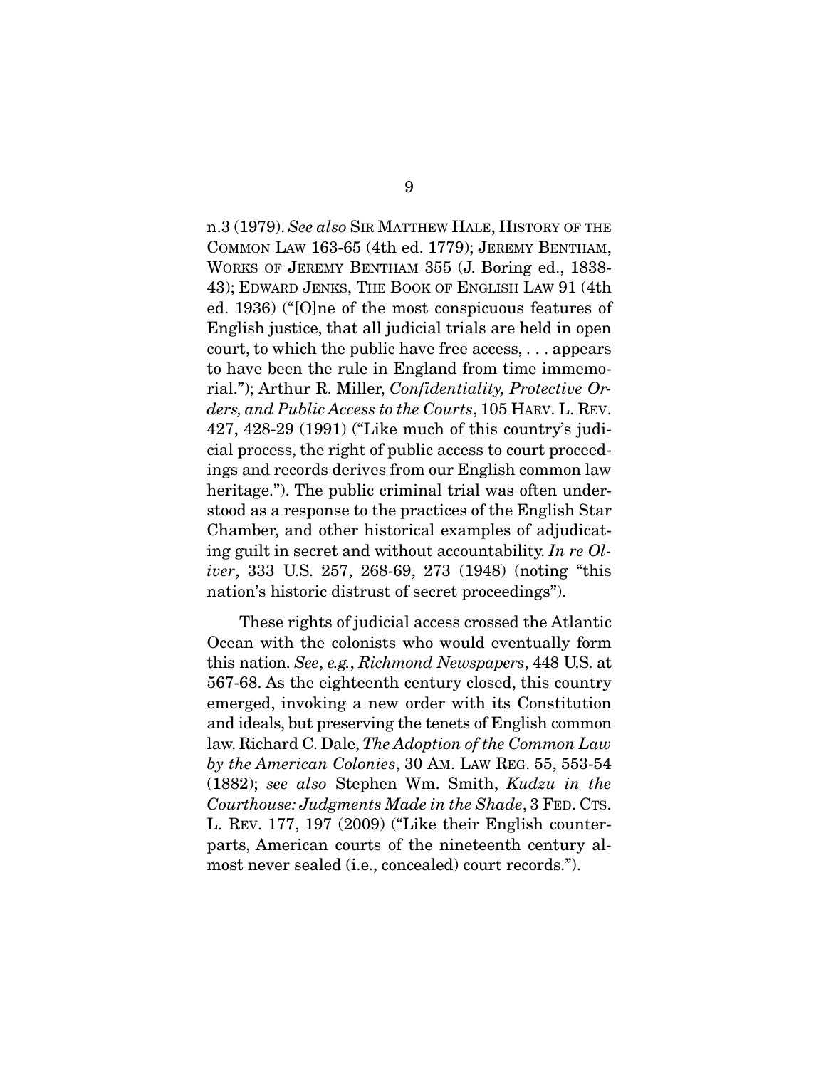n.3 (1979). *See also* SIR MATTHEW HALE, HISTORY OF THE COMMON LAW 163-65 (4th ed. 1779); JEREMY BENTHAM, WORKS OF JEREMY BENTHAM 355 (J. Boring ed., 1838-43); EDWARD JENKS, THE BOOK OF ENGLISH LAW 91 (4th ed. 1936) ("[O]ne of the most conspicuous features of English justice, that all judicial trials are held in open court, to which the public have free access, . . . appears to have been the rule in England from time immemorial."); Arthur R. Miller, *Confidentiality, Protective Orders, and Public Access to the Courts*, 105 HARV. L. REV. 427, 428-29 (1991) ("Like much of this country's judicial process, the right of public access to court proceedings and records derives from our English common law heritage."). The public criminal trial was often understood as a response to the practices of the English Star Chamber, and other historical examples of adjudicating guilt in secret and without accountability. *In re Oliver*, 333 U.S. 257, 268-69, 273 (1948) (noting "this nation's historic distrust of secret proceedings").

These rights of judicial access crossed the Atlantic Ocean with the colonists who would eventually form this nation. *See*, *e.g.*, *Richmond Newspapers*, 448 U.S. at 567-68. As the eighteenth century closed, this country emerged, invoking a new order with its Constitution and ideals, but preserving the tenets of English common law. Richard C. Dale, *The Adoption of the Common Law by the American Colonies*, 30 AM. LAW REG. 55, 553-54 (1882); *see also* Stephen Wm. Smith, *Kudzu in the Courthouse: Judgments Made in the Shade*, 3 FED. CTS. L. REV. 177, 197 (2009) ("Like their English counterparts, American courts of the nineteenth century almost never sealed (i.e., concealed) court records.").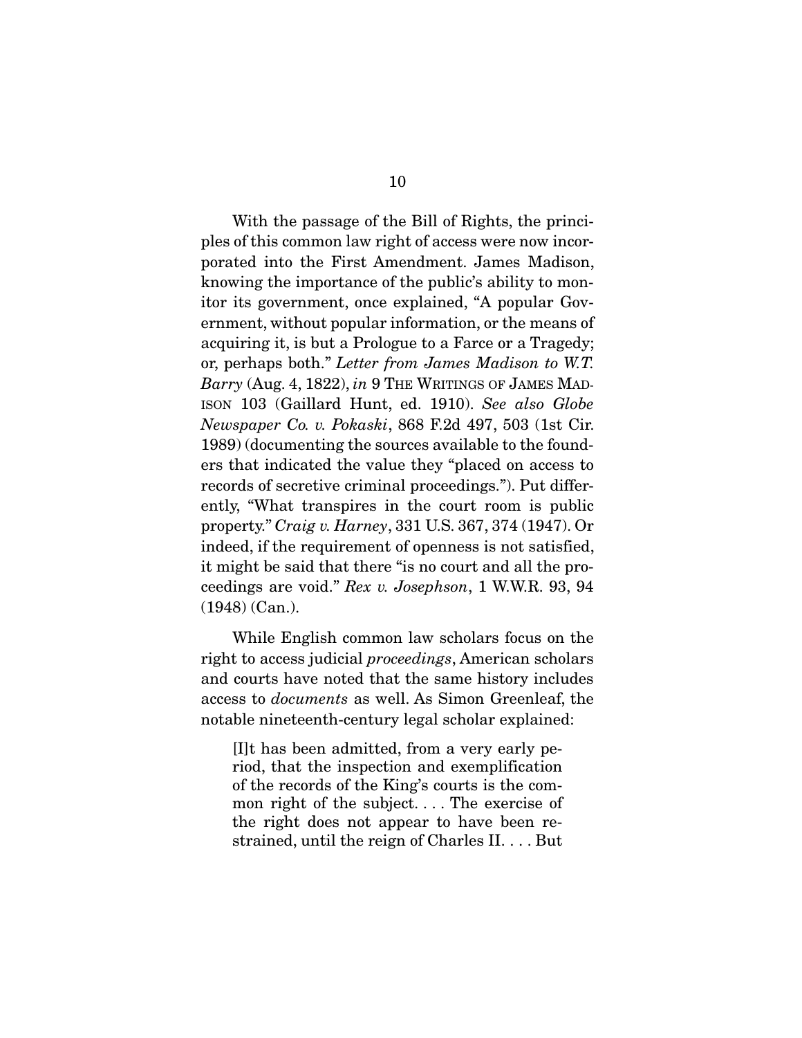With the passage of the Bill of Rights, the principles of this common law right of access were now incorporated into the First Amendment. James Madison, knowing the importance of the public's ability to monitor its government, once explained, "A popular Government, without popular information, or the means of acquiring it, is but a Prologue to a Farce or a Tragedy; or, perhaps both." *Letter from James Madison to W.T. Barry* (Aug. 4, 1822), *in* 9 THE WRITINGS OF JAMES MADISON 103 (Gaillard Hunt, ed. 1910). *See also Globe Newspaper Co. v. Pokaski*, 868 F.2d 497, 503 (1st Cir. 1989) (documenting the sources available to the founders that indicated the value they "placed on access to records of secretive criminal proceedings."). Put differently, "What transpires in the court room is public property." *Craig v. Harney*, 331 U.S. 367, 374 (1947). Or indeed, if the requirement of openness is not satisfied, it might be said that there "is no court and all the proceedings are void." *Rex v. Josephson*, 1 W.W.R. 93, 94 (1948) (Can.).

While English common law scholars focus on the right to access judicial *proceedings*, American scholars and courts have noted that the same history includes access to *documents* as well. As Simon Greenleaf, the notable nineteenth-century legal scholar explained:

> [I]t has been admitted, from a very early period, that the inspection and exemplification of the records of the King's courts is the common right of the subject. . . . The exercise of the right does not appear to have been restrained, until the reign of Charles II. . . . But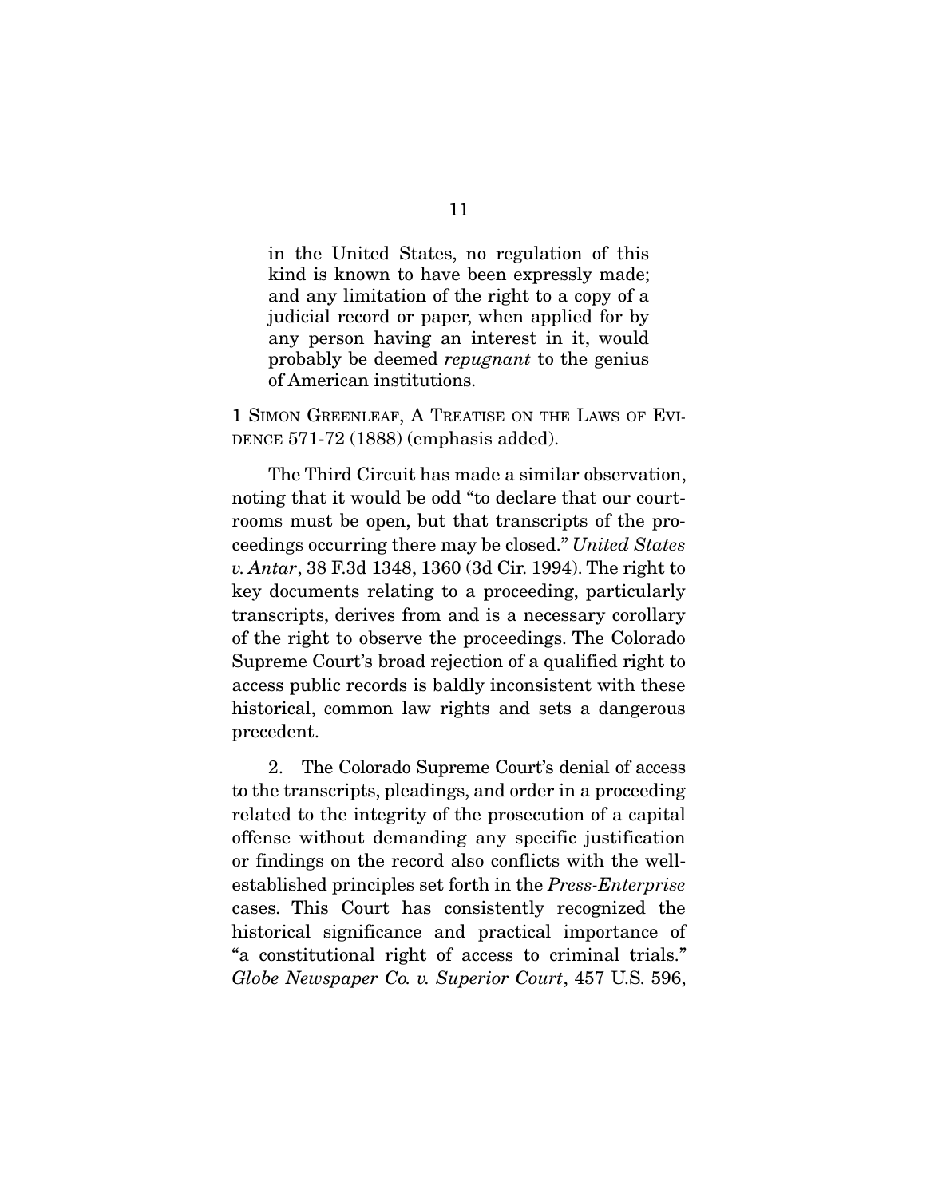> in the United States, no regulation of this kind is known to have been expressly made; and any limitation of the right to a copy of a judicial record or paper, when applied for by any person having an interest in it, would probably be deemed *repugnant* to the genius of American institutions.

1 SIMON GREENLEAF, A TREATISE ON THE LAWS OF EVIDENCE 571-72 (1888) (emphasis added).

The Third Circuit has made a similar observation, noting that it would be odd "to declare that our courtrooms must be open, but that transcripts of the proceedings occurring there may be closed." *United States v. Antar*, 38 F.3d 1348, 1360 (3d Cir. 1994). The right to key documents relating to a proceeding, particularly transcripts, derives from and is a necessary corollary of the right to observe the proceedings. The Colorado Supreme Court's broad rejection of a qualified right to access public records is baldly inconsistent with these historical, common law rights and sets a dangerous precedent.

2. The Colorado Supreme Court's denial of access to the transcripts, pleadings, and order in a proceeding related to the integrity of the prosecution of a capital offense without demanding any specific justification or findings on the record also conflicts with the well-established principles set forth in the *Press-Enterprise* cases. This Court has consistently recognized the historical significance and practical importance of "a constitutional right of access to criminal trials." *Globe Newspaper Co. v. Superior Court*, 457 U.S. 596,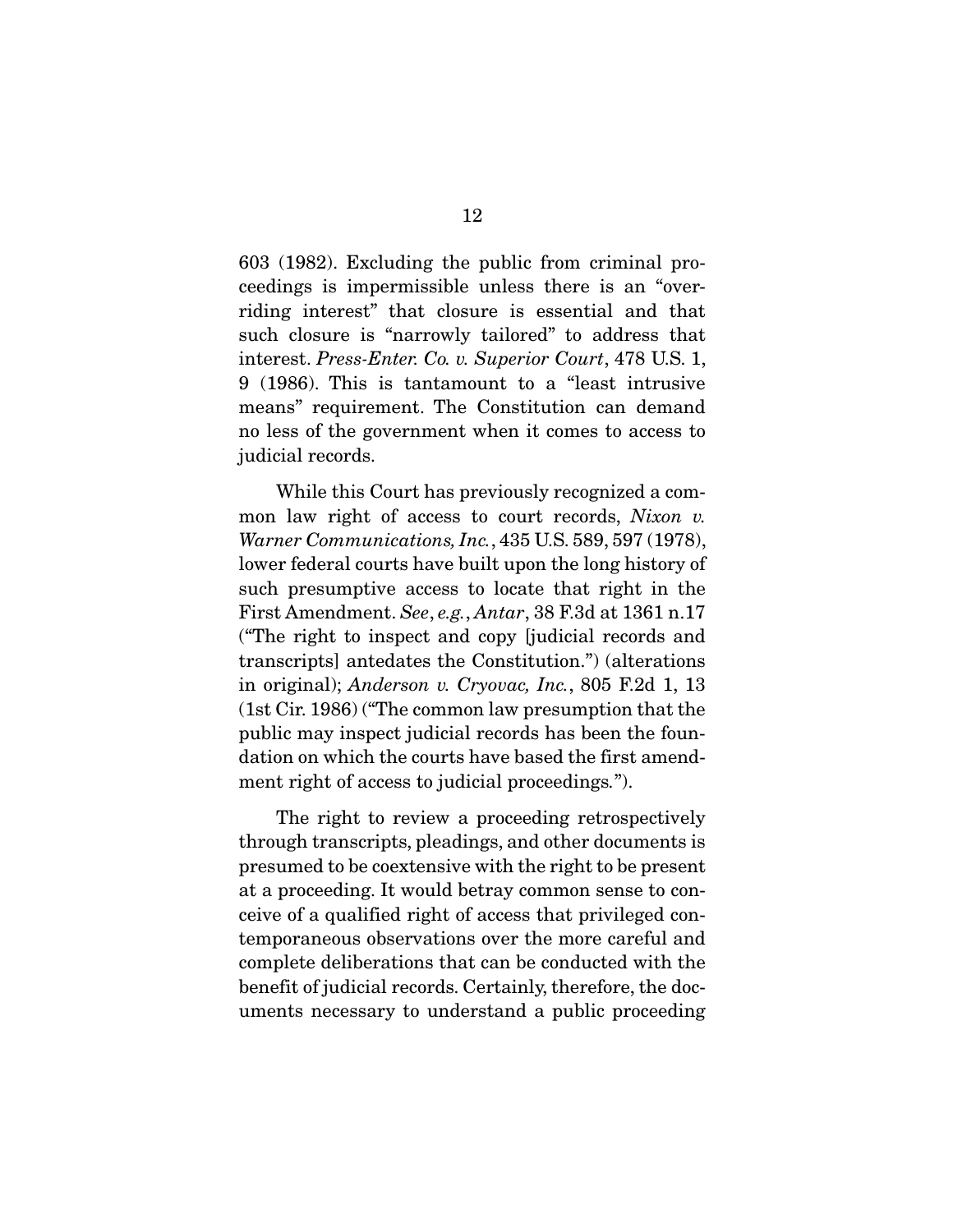603 (1982). Excluding the public from criminal proceedings is impermissible unless there is an "overriding interest" that closure is essential and that such closure is "narrowly tailored" to address that interest. *Press-Enter. Co. v. Superior Court*, 478 U.S. 1, 9 (1986). This is tantamount to a "least intrusive means" requirement. The Constitution can demand no less of the government when it comes to access to judicial records.

While this Court has previously recognized a common law right of access to court records, *Nixon v. Warner Communications, Inc.*, 435 U.S. 589, 597 (1978), lower federal courts have built upon the long history of such presumptive access to locate that right in the First Amendment. *See*, *e.g.*, *Antar*, 38 F.3d at 1361 n.17 ("The right to inspect and copy [judicial records and transcripts] antedates the Constitution.") (alterations in original); *Anderson v. Cryovac, Inc.*, 805 F.2d 1, 13 (1st Cir. 1986) ("The common law presumption that the public may inspect judicial records has been the foundation on which the courts have based the first amendment right of access to judicial proceedings.").

The right to review a proceeding retrospectively through transcripts, pleadings, and other documents is presumed to be coextensive with the right to be present at a proceeding. It would betray common sense to conceive of a qualified right of access that privileged contemporaneous observations over the more careful and complete deliberations that can be conducted with the benefit of judicial records. Certainly, therefore, the documents necessary to understand a public proceeding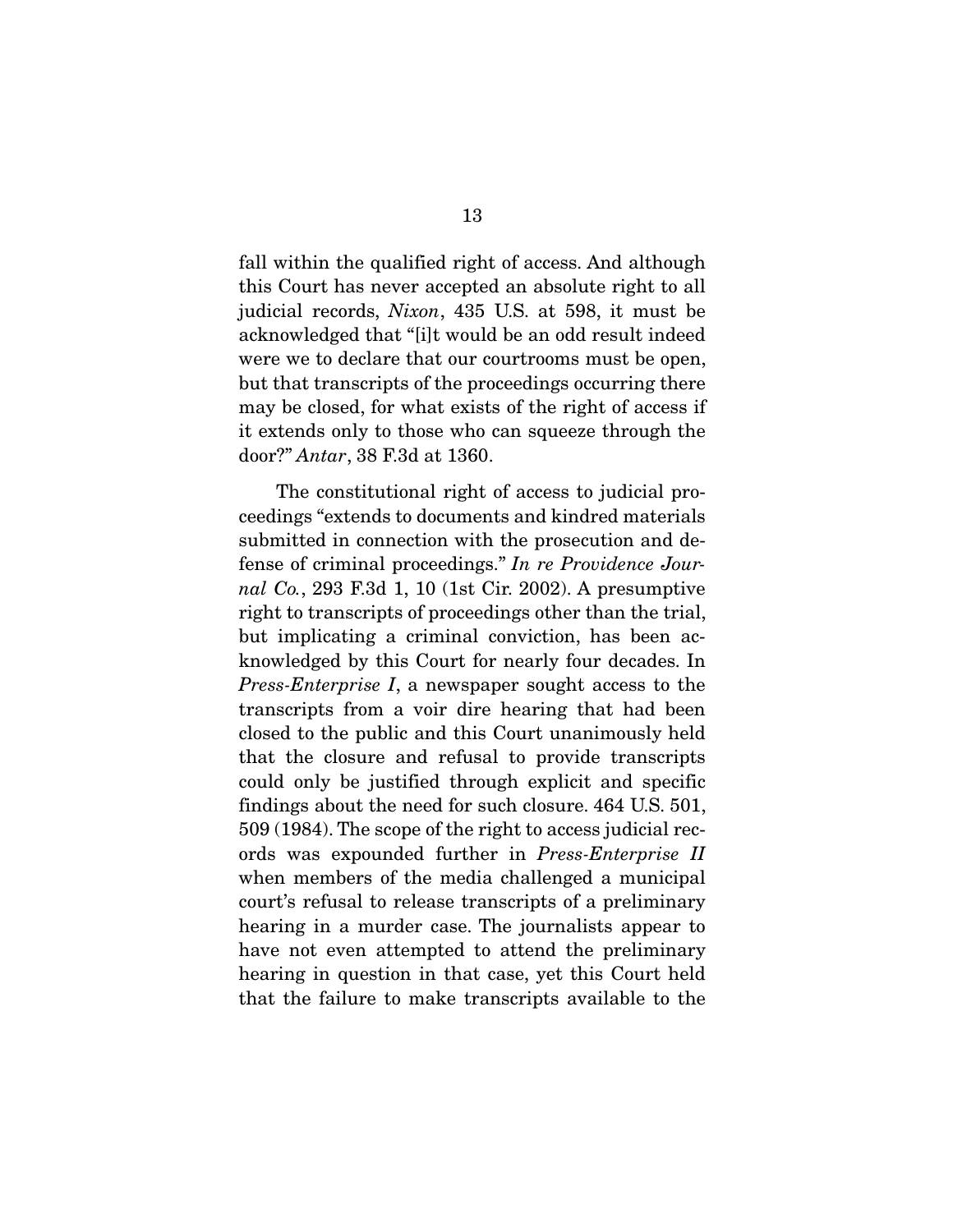fall within the qualified right of access. And although this Court has never accepted an absolute right to all judicial records, *Nixon*, 435 U.S. at 598, it must be acknowledged that "[i]t would be an odd result indeed were we to declare that our courtrooms must be open, but that transcripts of the proceedings occurring there may be closed, for what exists of the right of access if it extends only to those who can squeeze through the door?" *Antar*, 38 F.3d at 1360.

The constitutional right of access to judicial proceedings "extends to documents and kindred materials submitted in connection with the prosecution and defense of criminal proceedings." *In re Providence Journal Co.*, 293 F.3d 1, 10 (1st Cir. 2002). A presumptive right to transcripts of proceedings other than the trial, but implicating a criminal conviction, has been acknowledged by this Court for nearly four decades. In *Press-Enterprise I*, a newspaper sought access to the transcripts from a voir dire hearing that had been closed to the public and this Court unanimously held that the closure and refusal to provide transcripts could only be justified through explicit and specific findings about the need for such closure. 464 U.S. 501, 509 (1984). The scope of the right to access judicial records was expounded further in *Press-Enterprise II* when members of the media challenged a municipal court's refusal to release transcripts of a preliminary hearing in a murder case. The journalists appear to have not even attempted to attend the preliminary hearing in question in that case, yet this Court held that the failure to make transcripts available to the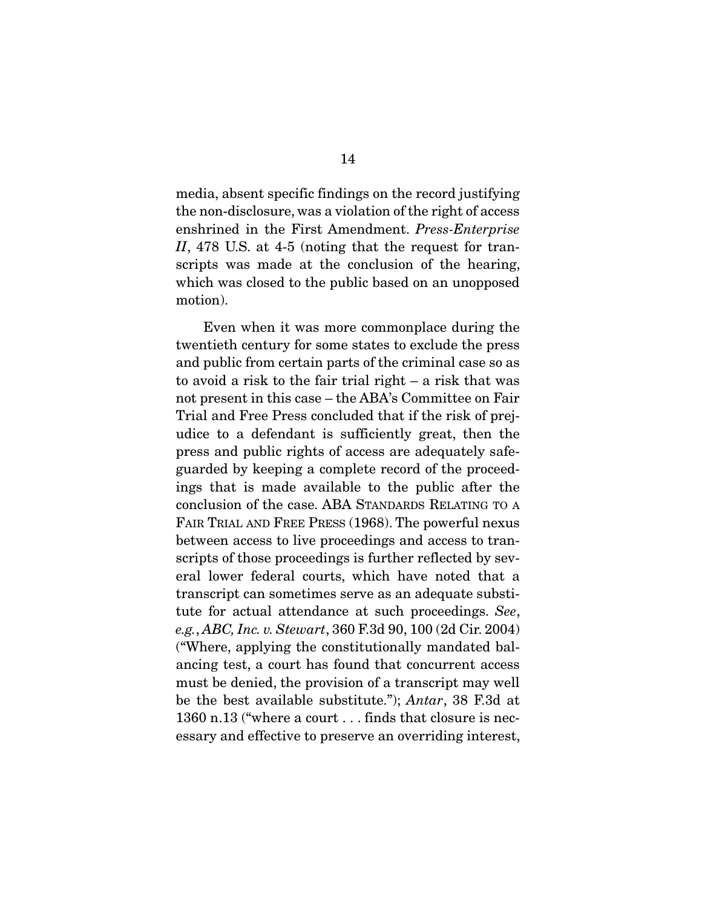media, absent specific findings on the record justifying the non-disclosure, was a violation of the right of access enshrined in the First Amendment. *Press-Enterprise II*, 478 U.S. at 4-5 (noting that the request for transcripts was made at the conclusion of the hearing, which was closed to the public based on an unopposed motion).

Even when it was more commonplace during the twentieth century for some states to exclude the press and public from certain parts of the criminal case so as to avoid a risk to the fair trial right – a risk that was not present in this case – the ABA's Committee on Fair Trial and Free Press concluded that if the risk of prejudice to a defendant is sufficiently great, then the press and public rights of access are adequately safeguarded by keeping a complete record of the proceedings that is made available to the public after the conclusion of the case. ABA STANDARDS RELATING TO A FAIR TRIAL AND FREE PRESS (1968). The powerful nexus between access to live proceedings and access to transcripts of those proceedings is further reflected by several lower federal courts, which have noted that a transcript can sometimes serve as an adequate substitute for actual attendance at such proceedings. *See*, *e.g.*, *ABC, Inc. v. Stewart*, 360 F.3d 90, 100 (2d Cir. 2004) ("Where, applying the constitutionally mandated balancing test, a court has found that concurrent access must be denied, the provision of a transcript may well be the best available substitute."); *Antar*, 38 F.3d at 1360 n.13 ("where a court . . . finds that closure is necessary and effective to preserve an overriding interest,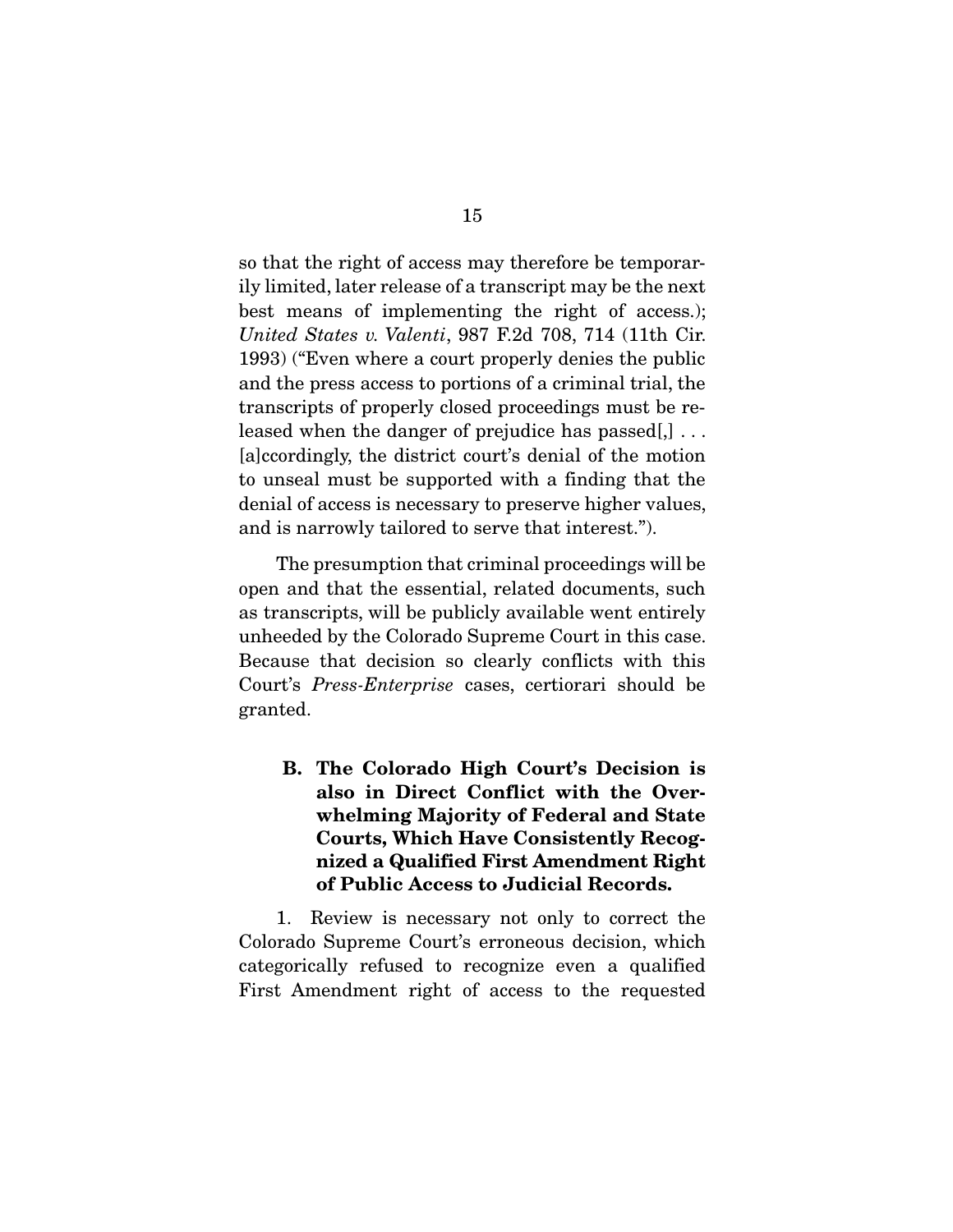so that the right of access may therefore be temporarily limited, later release of a transcript may be the next best means of implementing the right of access.); *United States v. Valenti*, 987 F.2d 708, 714 (11th Cir. 1993) ("Even where a court properly denies the public and the press access to portions of a criminal trial, the transcripts of properly closed proceedings must be released when the danger of prejudice has passed[,] . . . [a]ccordingly, the district court's denial of the motion to unseal must be supported with a finding that the denial of access is necessary to preserve higher values, and is narrowly tailored to serve that interest.").

The presumption that criminal proceedings will be open and that the essential, related documents, such as transcripts, will be publicly available went entirely unheeded by the Colorado Supreme Court in this case. Because that decision so clearly conflicts with this Court's *Press-Enterprise* cases, certiorari should be granted.

### B. The Colorado High Court's Decision is also in Direct Conflict with the Overwhelming Majority of Federal and State Courts, Which Have Consistently Recognized a Qualified First Amendment Right of Public Access to Judicial Records.

1. Review is necessary not only to correct the Colorado Supreme Court's erroneous decision, which categorically refused to recognize even a qualified First Amendment right of access to the requested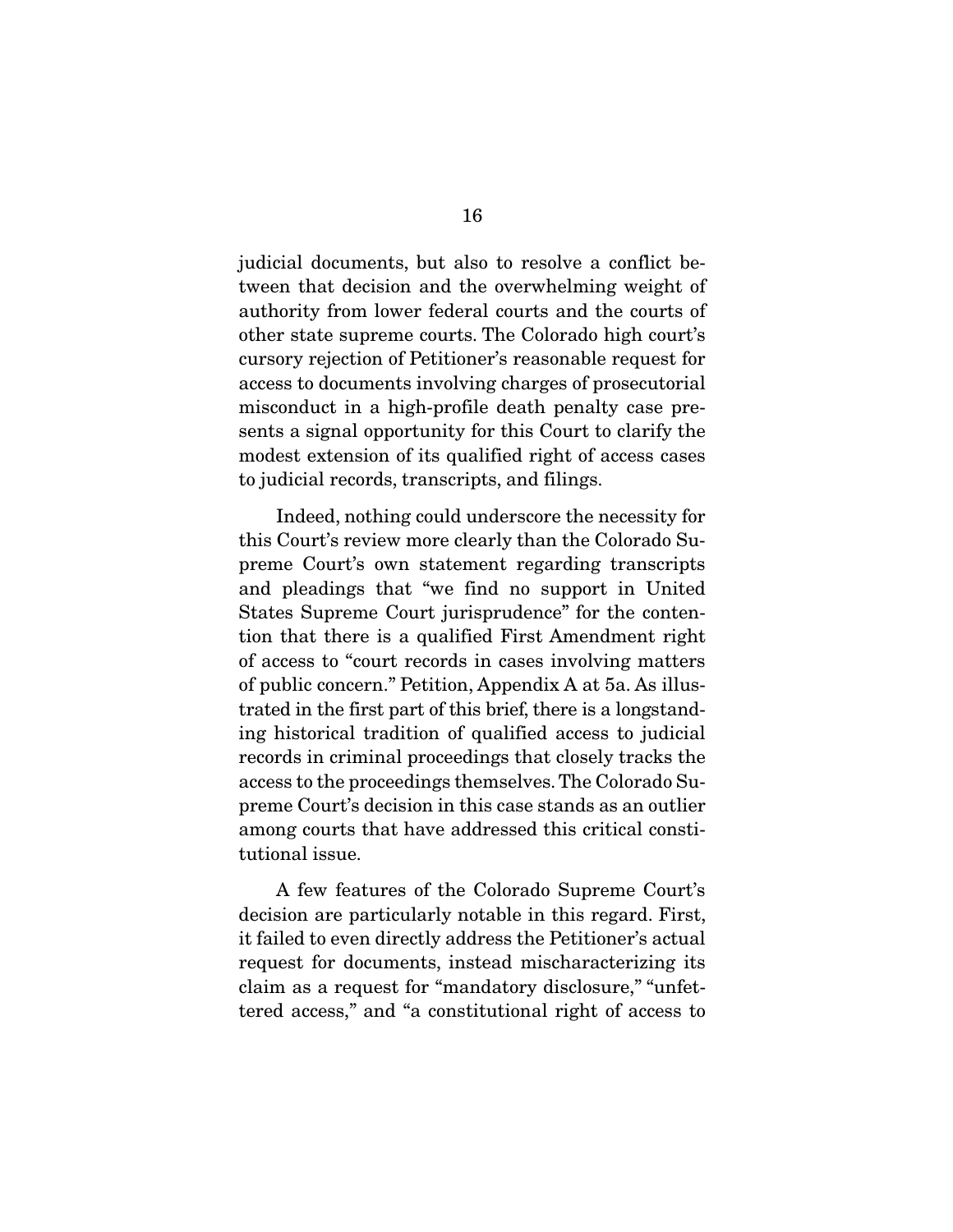judicial documents, but also to resolve a conflict between that decision and the overwhelming weight of authority from lower federal courts and the courts of other state supreme courts. The Colorado high court's cursory rejection of Petitioner's reasonable request for access to documents involving charges of prosecutorial misconduct in a high-profile death penalty case presents a signal opportunity for this Court to clarify the modest extension of its qualified right of access cases to judicial records, transcripts, and filings.

Indeed, nothing could underscore the necessity for this Court's review more clearly than the Colorado Supreme Court's own statement regarding transcripts and pleadings that "we find no support in United States Supreme Court jurisprudence" for the contention that there is a qualified First Amendment right of access to "court records in cases involving matters of public concern." Petition, Appendix A at 5a. As illustrated in the first part of this brief, there is a longstanding historical tradition of qualified access to judicial records in criminal proceedings that closely tracks the access to the proceedings themselves. The Colorado Supreme Court's decision in this case stands as an outlier among courts that have addressed this critical constitutional issue.

A few features of the Colorado Supreme Court's decision are particularly notable in this regard. First, it failed to even directly address the Petitioner's actual request for documents, instead mischaracterizing its claim as a request for "mandatory disclosure," "unfettered access," and "a constitutional right of access to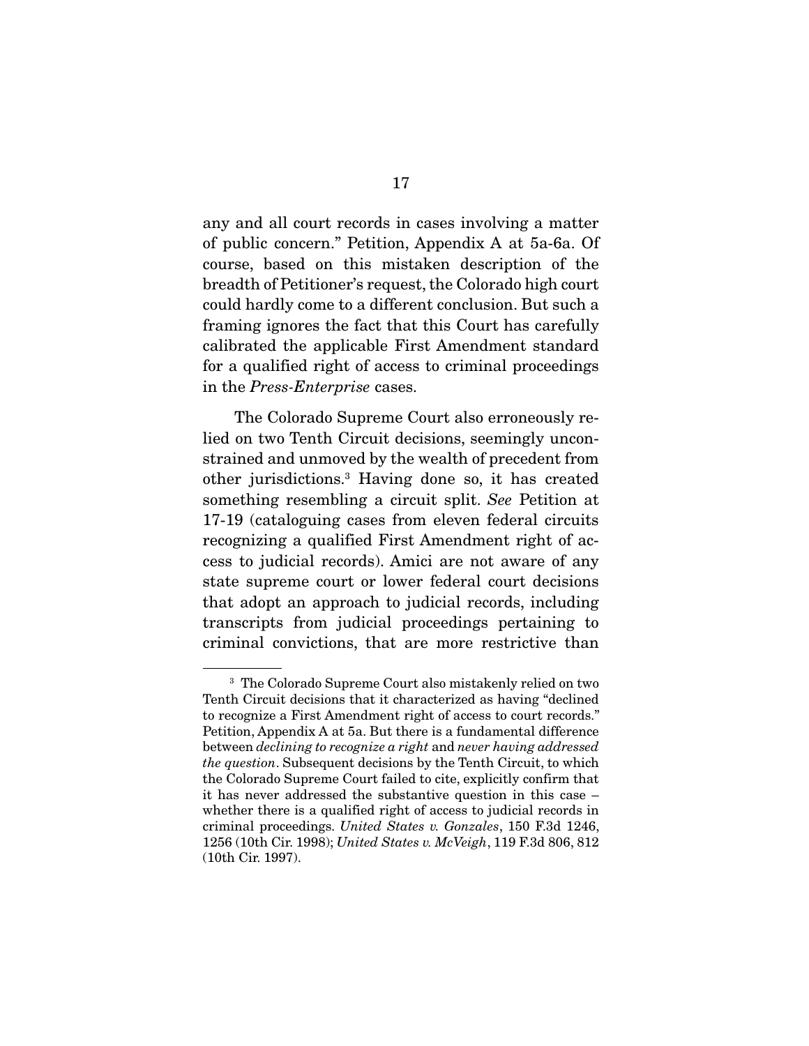any and all court records in cases involving a matter of public concern." Petition, Appendix A at 5a-6a. Of course, based on this mistaken description of the breadth of Petitioner's request, the Colorado high court could hardly come to a different conclusion. But such a framing ignores the fact that this Court has carefully calibrated the applicable First Amendment standard for a qualified right of access to criminal proceedings in the *Press-Enterprise* cases.

The Colorado Supreme Court also erroneously relied on two Tenth Circuit decisions, seemingly unconstrained and unmoved by the wealth of precedent from other jurisdictions.[3] Having done so, it has created something resembling a circuit split. *See* Petition at 17-19 (cataloguing cases from eleven federal circuits recognizing a qualified First Amendment right of access to judicial records). Amici are not aware of any state supreme court or lower federal court decisions that adopt an approach to judicial records, including transcripts from judicial proceedings pertaining to criminal convictions, that are more restrictive than

[3] The Colorado Supreme Court also mistakenly relied on two Tenth Circuit decisions that it characterized as having "declined to recognize a First Amendment right of access to court records." Petition, Appendix A at 5a. But there is a fundamental difference between *declining to recognize a right* and *never having addressed the question*. Subsequent decisions by the Tenth Circuit, to which the Colorado Supreme Court failed to cite, explicitly confirm that it has never addressed the substantive question in this case – whether there is a qualified right of access to judicial records in criminal proceedings. *United States v. Gonzales*, 150 F.3d 1246, 1256 (10th Cir. 1998); *United States v. McVeigh*, 119 F.3d 806, 812 (10th Cir. 1997).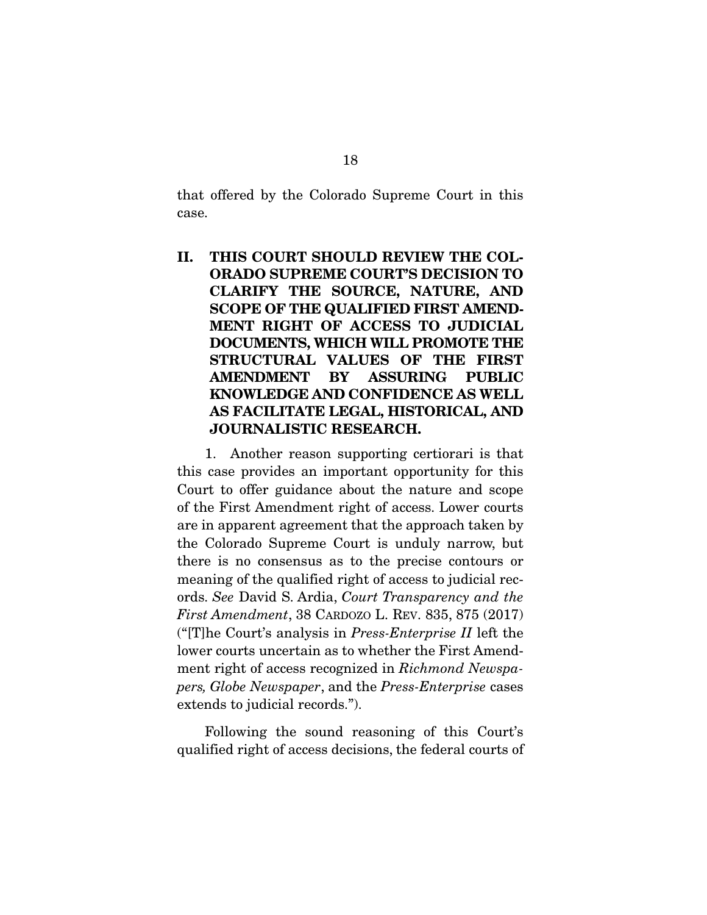that offered by the Colorado Supreme Court in this case.

## II. THIS COURT SHOULD REVIEW THE COLORADO SUPREME COURT'S DECISION TO CLARIFY THE SOURCE, NATURE, AND SCOPE OF THE QUALIFIED FIRST AMENDMENT RIGHT OF ACCESS TO JUDICIAL DOCUMENTS, WHICH WILL PROMOTE THE STRUCTURAL VALUES OF THE FIRST AMENDMENT BY ASSURING PUBLIC KNOWLEDGE AND CONFIDENCE AS WELL AS FACILITATE LEGAL, HISTORICAL, AND JOURNALISTIC RESEARCH.

1. Another reason supporting certiorari is that this case provides an important opportunity for this Court to offer guidance about the nature and scope of the First Amendment right of access. Lower courts are in apparent agreement that the approach taken by the Colorado Supreme Court is unduly narrow, but there is no consensus as to the precise contours or meaning of the qualified right of access to judicial records. *See* David S. Ardia, *Court Transparency and the First Amendment*, 38 CARDOZO L. REV. 835, 875 (2017) ("[T]he Court's analysis in *Press-Enterprise II* left the lower courts uncertain as to whether the First Amendment right of access recognized in *Richmond Newspapers, Globe Newspaper*, and the *Press-Enterprise* cases extends to judicial records.").

Following the sound reasoning of this Court's qualified right of access decisions, the federal courts of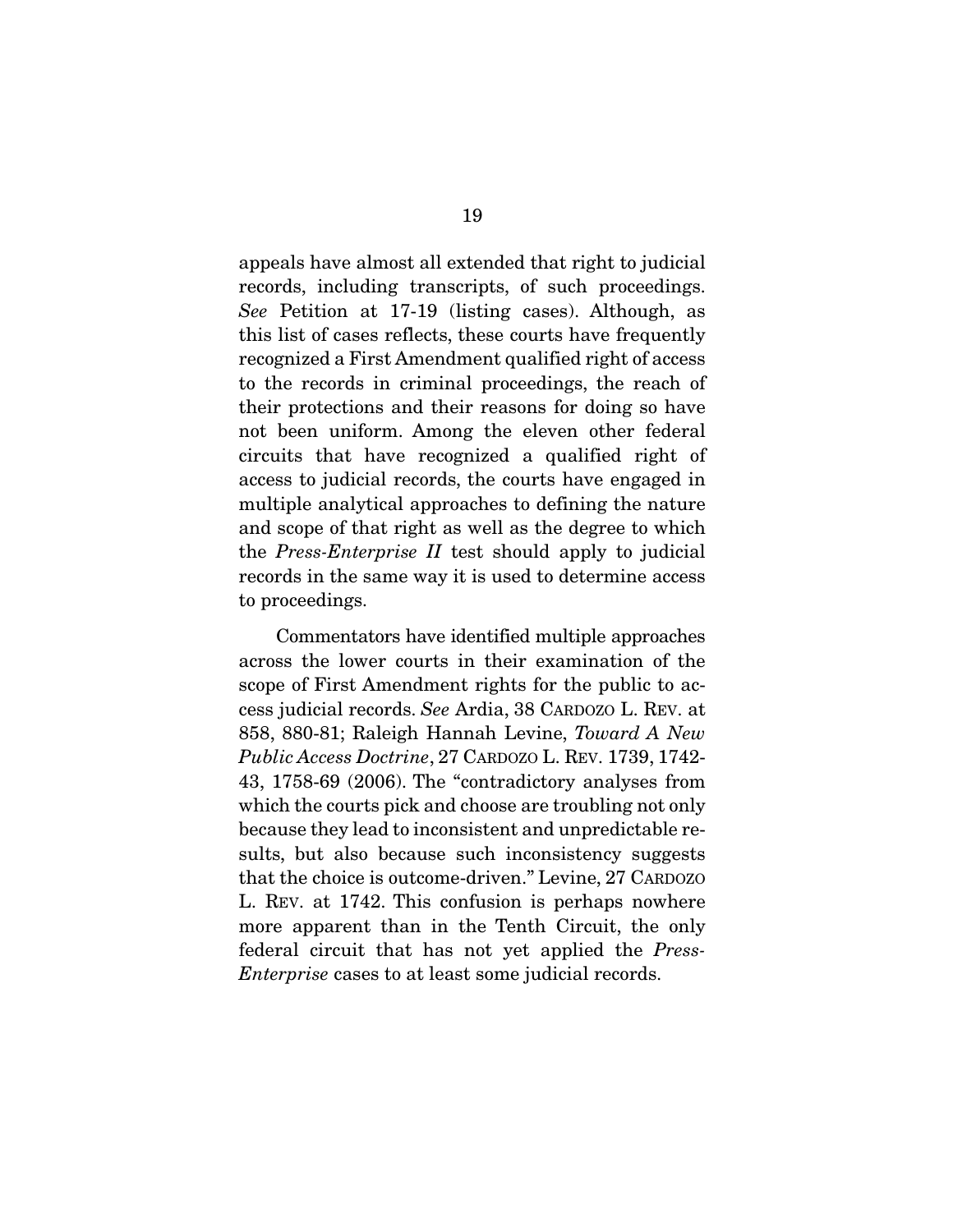appeals have almost all extended that right to judicial records, including transcripts, of such proceedings. *See* Petition at 17-19 (listing cases). Although, as this list of cases reflects, these courts have frequently recognized a First Amendment qualified right of access to the records in criminal proceedings, the reach of their protections and their reasons for doing so have not been uniform. Among the eleven other federal circuits that have recognized a qualified right of access to judicial records, the courts have engaged in multiple analytical approaches to defining the nature and scope of that right as well as the degree to which the *Press-Enterprise II* test should apply to judicial records in the same way it is used to determine access to proceedings.

Commentators have identified multiple approaches across the lower courts in their examination of the scope of First Amendment rights for the public to access judicial records. *See* Ardia, 38 CARDOZO L. REV. at 858, 880-81; Raleigh Hannah Levine, *Toward A New Public Access Doctrine*, 27 CARDOZO L. REV. 1739, 1742-43, 1758-69 (2006). The "contradictory analyses from which the courts pick and choose are troubling not only because they lead to inconsistent and unpredictable results, but also because such inconsistency suggests that the choice is outcome-driven." Levine, 27 CARDOZO L. REV. at 1742. This confusion is perhaps nowhere more apparent than in the Tenth Circuit, the only federal circuit that has not yet applied the *Press-Enterprise* cases to at least some judicial records.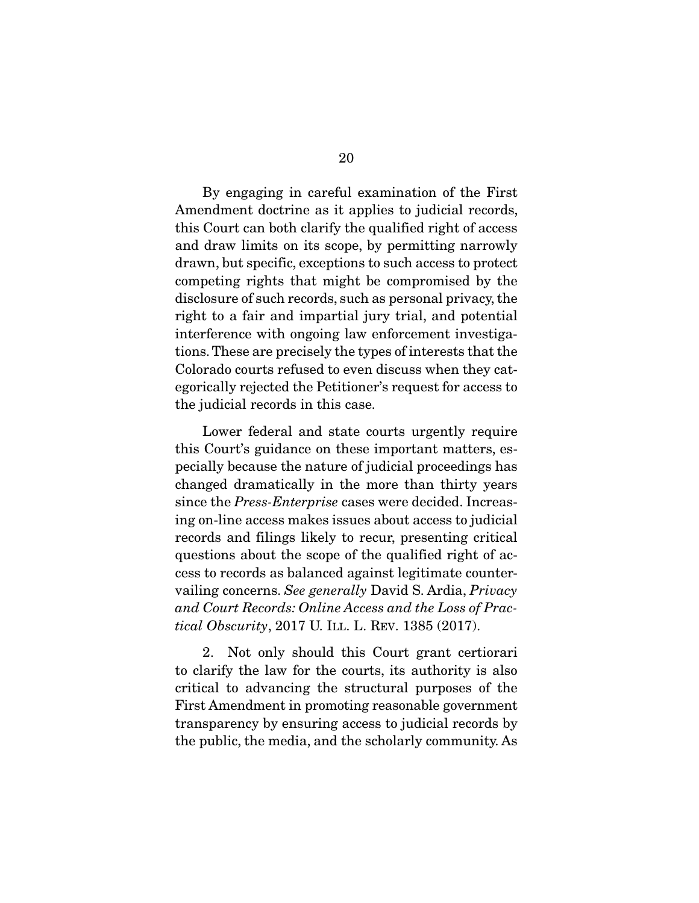By engaging in careful examination of the First Amendment doctrine as it applies to judicial records, this Court can both clarify the qualified right of access and draw limits on its scope, by permitting narrowly drawn, but specific, exceptions to such access to protect competing rights that might be compromised by the disclosure of such records, such as personal privacy, the right to a fair and impartial jury trial, and potential interference with ongoing law enforcement investigations. These are precisely the types of interests that the Colorado courts refused to even discuss when they categorically rejected the Petitioner's request for access to the judicial records in this case.

Lower federal and state courts urgently require this Court's guidance on these important matters, especially because the nature of judicial proceedings has changed dramatically in the more than thirty years since the *Press-Enterprise* cases were decided. Increasing on-line access makes issues about access to judicial records and filings likely to recur, presenting critical questions about the scope of the qualified right of access to records as balanced against legitimate countervailing concerns. *See generally* David S. Ardia, *Privacy and Court Records: Online Access and the Loss of Practical Obscurity*, 2017 U. ILL. L. REV. 1385 (2017).

2. Not only should this Court grant certiorari to clarify the law for the courts, its authority is also critical to advancing the structural purposes of the First Amendment in promoting reasonable government transparency by ensuring access to judicial records by the public, the media, and the scholarly community. As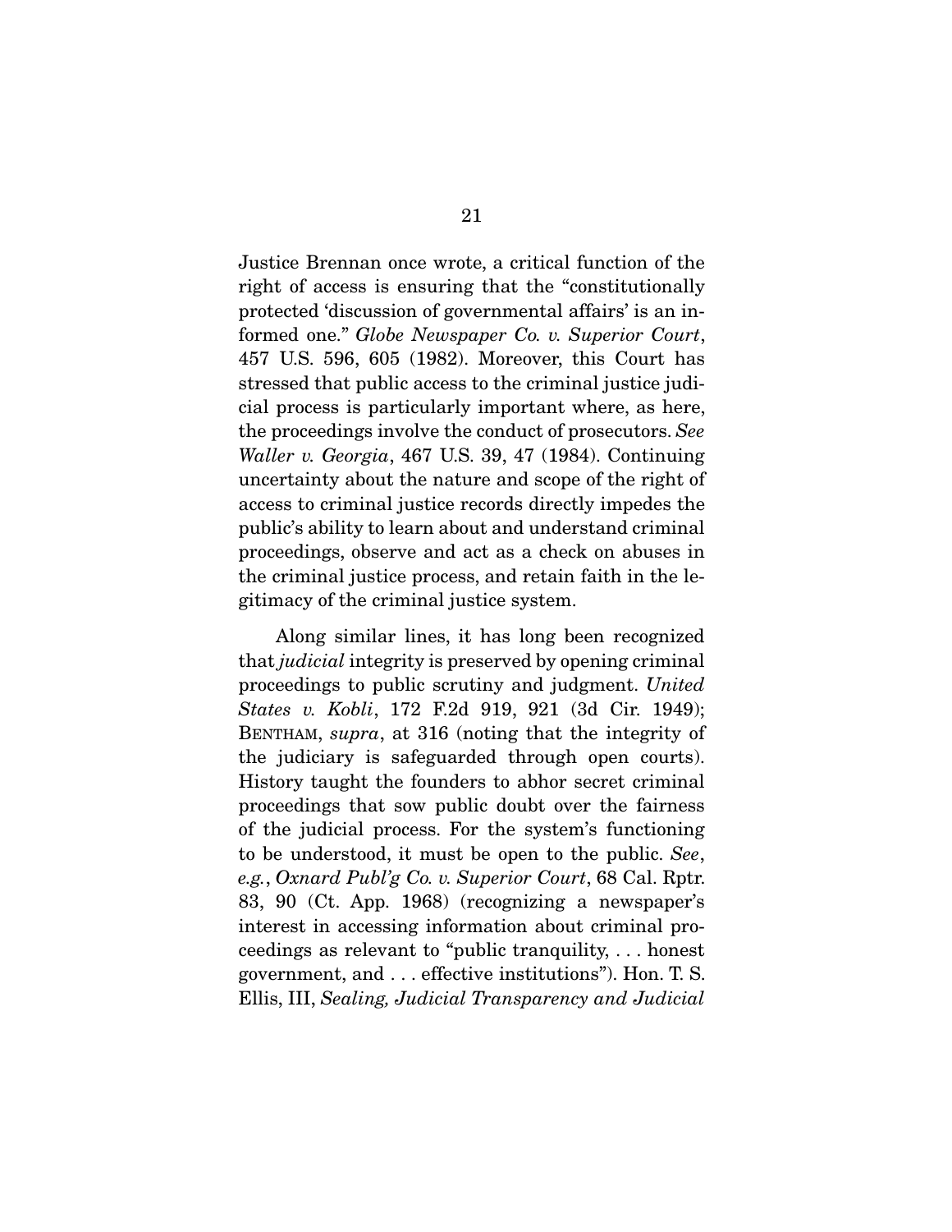Justice Brennan once wrote, a critical function of the right of access is ensuring that the "constitutionally protected 'discussion of governmental affairs' is an informed one." *Globe Newspaper Co. v. Superior Court*, 457 U.S. 596, 605 (1982). Moreover, this Court has stressed that public access to the criminal justice judicial process is particularly important where, as here, the proceedings involve the conduct of prosecutors. *See Waller v. Georgia*, 467 U.S. 39, 47 (1984). Continuing uncertainty about the nature and scope of the right of access to criminal justice records directly impedes the public's ability to learn about and understand criminal proceedings, observe and act as a check on abuses in the criminal justice process, and retain faith in the legitimacy of the criminal justice system.

Along similar lines, it has long been recognized that *judicial* integrity is preserved by opening criminal proceedings to public scrutiny and judgment. *United States v. Kobli*, 172 F.2d 919, 921 (3d Cir. 1949); BENTHAM, *supra*, at 316 (noting that the integrity of the judiciary is safeguarded through open courts). History taught the founders to abhor secret criminal proceedings that sow public doubt over the fairness of the judicial process. For the system's functioning to be understood, it must be open to the public. *See, e.g.*, *Oxnard Publ'g Co. v. Superior Court*, 68 Cal. Rptr. 83, 90 (Ct. App. 1968) (recognizing a newspaper's interest in accessing information about criminal proceedings as relevant to "public tranquility, . . . honest government, and . . . effective institutions"). Hon. T. S. Ellis, III, *Sealing, Judicial Transparency and Judicial*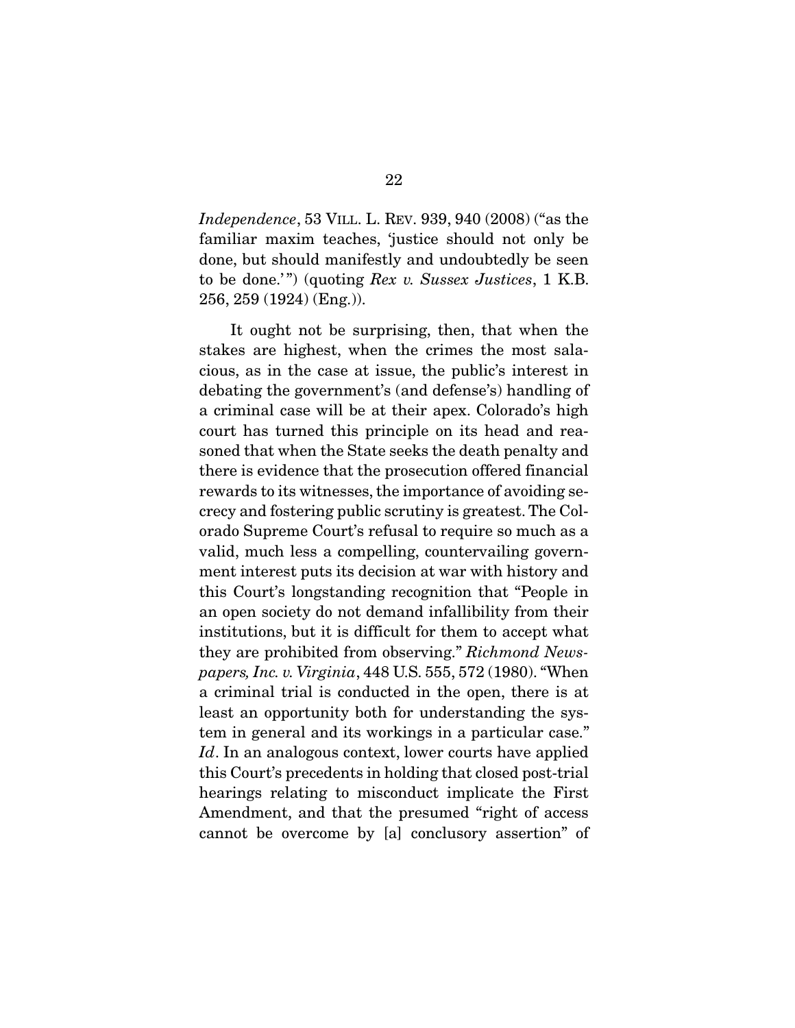*Independence*, 53 VILL. L. REV. 939, 940 (2008) ("as the familiar maxim teaches, 'justice should not only be done, but should manifestly and undoubtedly be seen to be done.'") (quoting *Rex v. Sussex Justices*, 1 K.B. 256, 259 (1924) (Eng.)).

It ought not be surprising, then, that when the stakes are highest, when the crimes the most salacious, as in the case at issue, the public's interest in debating the government's (and defense's) handling of a criminal case will be at their apex. Colorado's high court has turned this principle on its head and reasoned that when the State seeks the death penalty and there is evidence that the prosecution offered financial rewards to its witnesses, the importance of avoiding secrecy and fostering public scrutiny is greatest. The Colorado Supreme Court's refusal to require so much as a valid, much less a compelling, countervailing government interest puts its decision at war with history and this Court's longstanding recognition that "People in an open society do not demand infallibility from their institutions, but it is difficult for them to accept what they are prohibited from observing." *Richmond Newspapers, Inc. v. Virginia*, 448 U.S. 555, 572 (1980). "When a criminal trial is conducted in the open, there is at least an opportunity both for understanding the system in general and its workings in a particular case." *Id*. In an analogous context, lower courts have applied this Court's precedents in holding that closed post-trial hearings relating to misconduct implicate the First Amendment, and that the presumed "right of access cannot be overcome by [a] conclusory assertion" of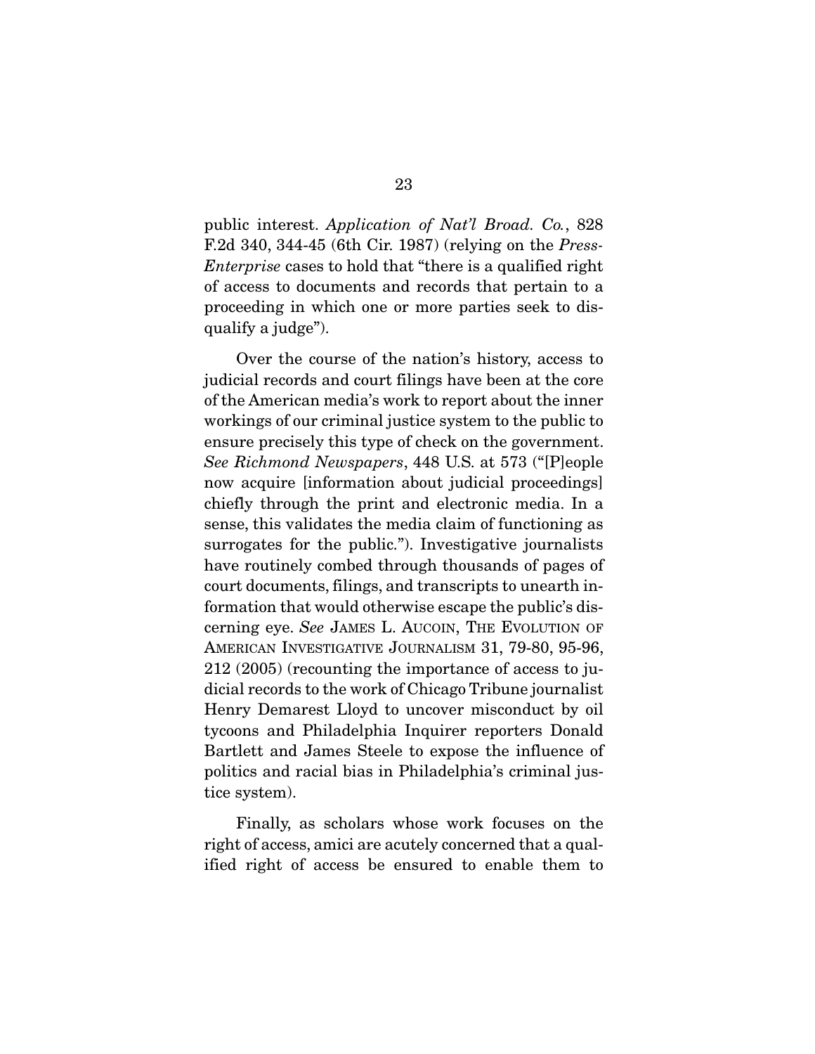public interest. *Application of Nat'l Broad. Co.*, 828 F.2d 340, 344-45 (6th Cir. 1987) (relying on the *Press-Enterprise* cases to hold that "there is a qualified right of access to documents and records that pertain to a proceeding in which one or more parties seek to disqualify a judge").

Over the course of the nation's history, access to judicial records and court filings have been at the core of the American media's work to report about the inner workings of our criminal justice system to the public to ensure precisely this type of check on the government. *See Richmond Newspapers*, 448 U.S. at 573 ("[P]eople now acquire [information about judicial proceedings] chiefly through the print and electronic media. In a sense, this validates the media claim of functioning as surrogates for the public."). Investigative journalists have routinely combed through thousands of pages of court documents, filings, and transcripts to unearth information that would otherwise escape the public's discerning eye. *See* JAMES L. AUCOIN, THE EVOLUTION OF AMERICAN INVESTIGATIVE JOURNALISM 31, 79-80, 95-96, 212 (2005) (recounting the importance of access to judicial records to the work of Chicago Tribune journalist Henry Demarest Lloyd to uncover misconduct by oil tycoons and Philadelphia Inquirer reporters Donald Bartlett and James Steele to expose the influence of politics and racial bias in Philadelphia's criminal justice system).

Finally, as scholars whose work focuses on the right of access, amici are acutely concerned that a qualified right of access be ensured to enable them to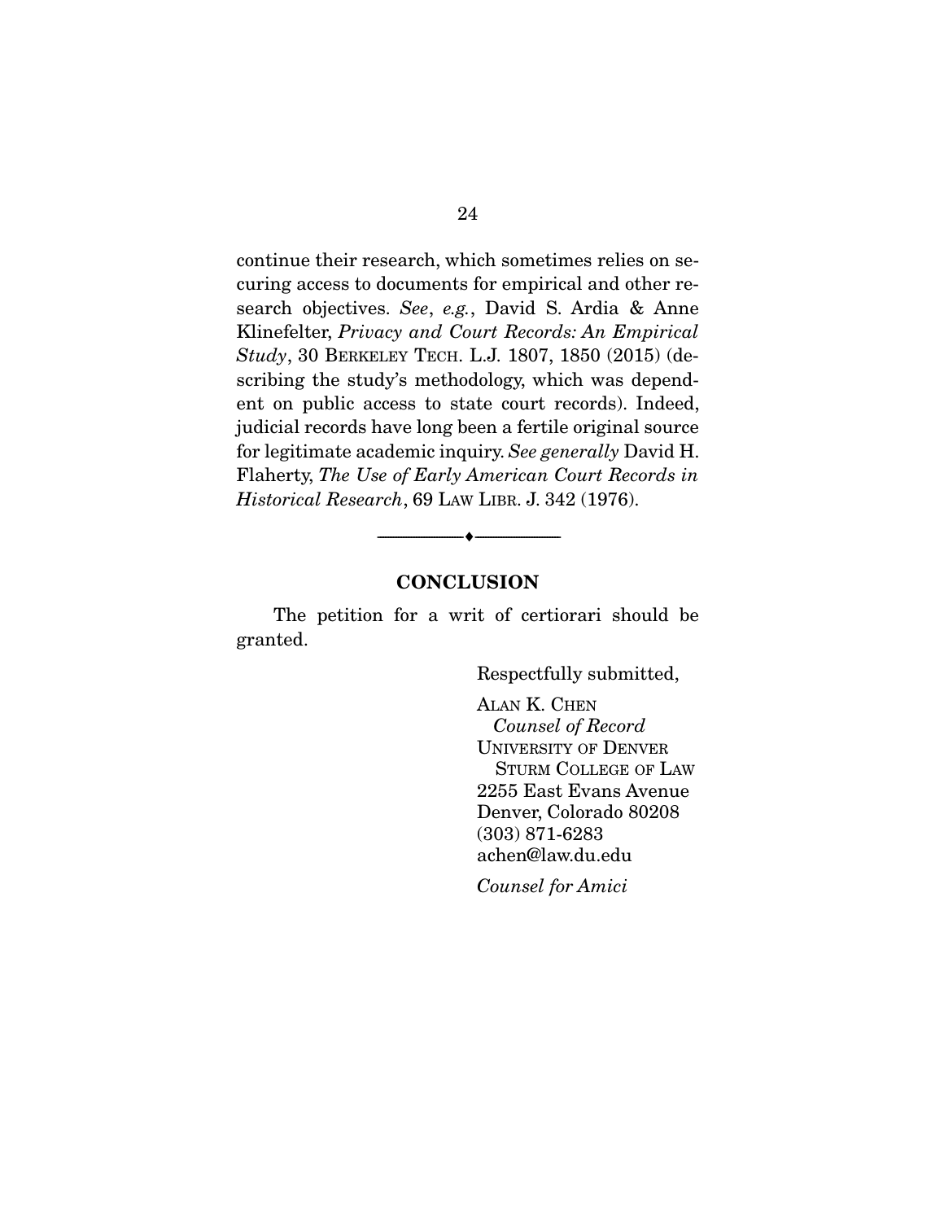continue their research, which sometimes relies on securing access to documents for empirical and other research objectives. *See*, *e.g.*, David S. Ardia & Anne Klinefelter, *Privacy and Court Records: An Empirical Study*, 30 BERKELEY TECH. L.J. 1807, 1850 (2015) (describing the study's methodology, which was dependent on public access to state court records). Indeed, judicial records have long been a fertile original source for legitimate academic inquiry. *See generally* David H. Flaherty, *The Use of Early American Court Records in Historical Research*, 69 LAW LIBR. J. 342 (1976).

---

## CONCLUSION

The petition for a writ of certiorari should be granted.

Respectfully submitted,

ALAN K. CHEN
*Counsel of Record*
UNIVERSITY OF DENVER
STURM COLLEGE OF LAW
2255 East Evans Avenue
Denver, Colorado 80208
(303) 871-6283
achen@law.du.edu

*Counsel for Amici*